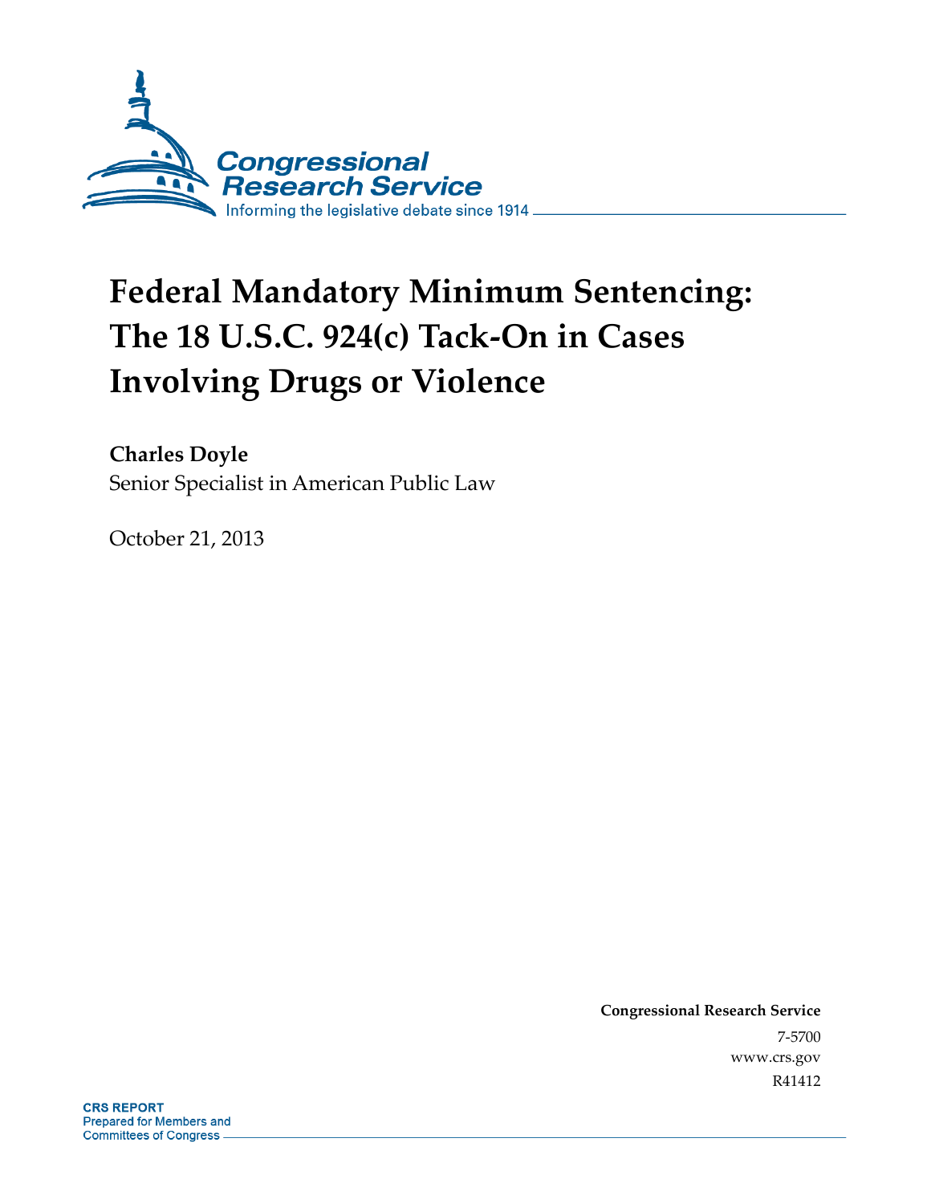Congressional Research Service

Informing the legislative debate since 1914

# Federal Mandatory Minimum Sentencing: The 18 U.S.C. 924(c) Tack-On in Cases Involving Drugs or Violence

**Charles Doyle**
Senior Specialist in American Public Law

October 21, 2013

**Congressional Research Service**
7-5700
www.crs.gov
R41412

**CRS REPORT**
Prepared for Members and
Committees of Congress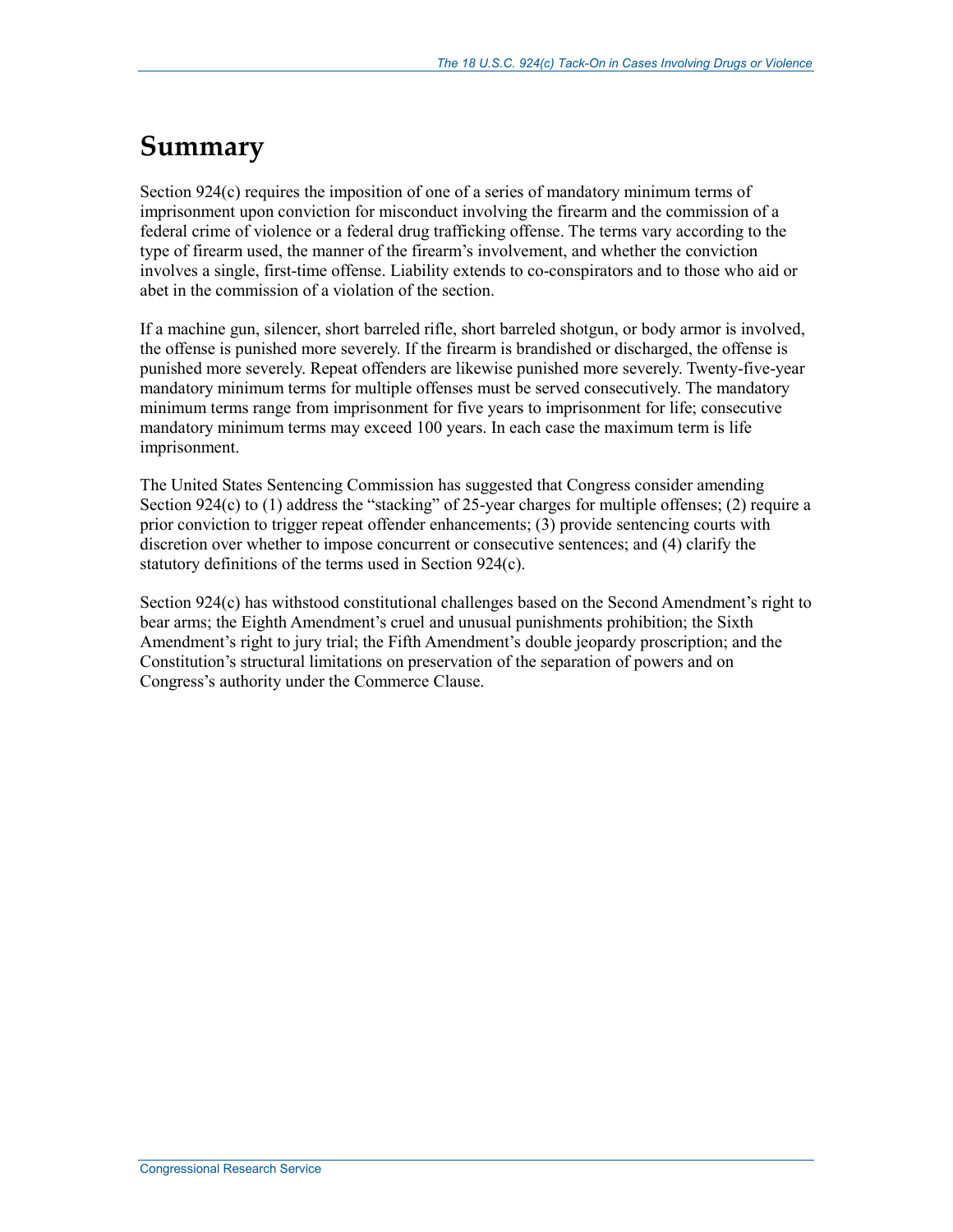# Summary

Section 924(c) requires the imposition of one of a series of mandatory minimum terms of imprisonment upon conviction for misconduct involving the firearm and the commission of a federal crime of violence or a federal drug trafficking offense. The terms vary according to the type of firearm used, the manner of the firearm's involvement, and whether the conviction involves a single, first-time offense. Liability extends to co-conspirators and to those who aid or abet in the commission of a violation of the section.

If a machine gun, silencer, short barreled rifle, short barreled shotgun, or body armor is involved, the offense is punished more severely. If the firearm is brandished or discharged, the offense is punished more severely. Repeat offenders are likewise punished more severely. Twenty-five-year mandatory minimum terms for multiple offenses must be served consecutively. The mandatory minimum terms range from imprisonment for five years to imprisonment for life; consecutive mandatory minimum terms may exceed 100 years. In each case the maximum term is life imprisonment.

The United States Sentencing Commission has suggested that Congress consider amending Section 924(c) to (1) address the "stacking" of 25-year charges for multiple offenses; (2) require a prior conviction to trigger repeat offender enhancements; (3) provide sentencing courts with discretion over whether to impose concurrent or consecutive sentences; and (4) clarify the statutory definitions of the terms used in Section 924(c).

Section 924(c) has withstood constitutional challenges based on the Second Amendment's right to bear arms; the Eighth Amendment's cruel and unusual punishments prohibition; the Sixth Amendment's right to jury trial; the Fifth Amendment's double jeopardy proscription; and the Constitution's structural limitations on preservation of the separation of powers and on Congress's authority under the Commerce Clause.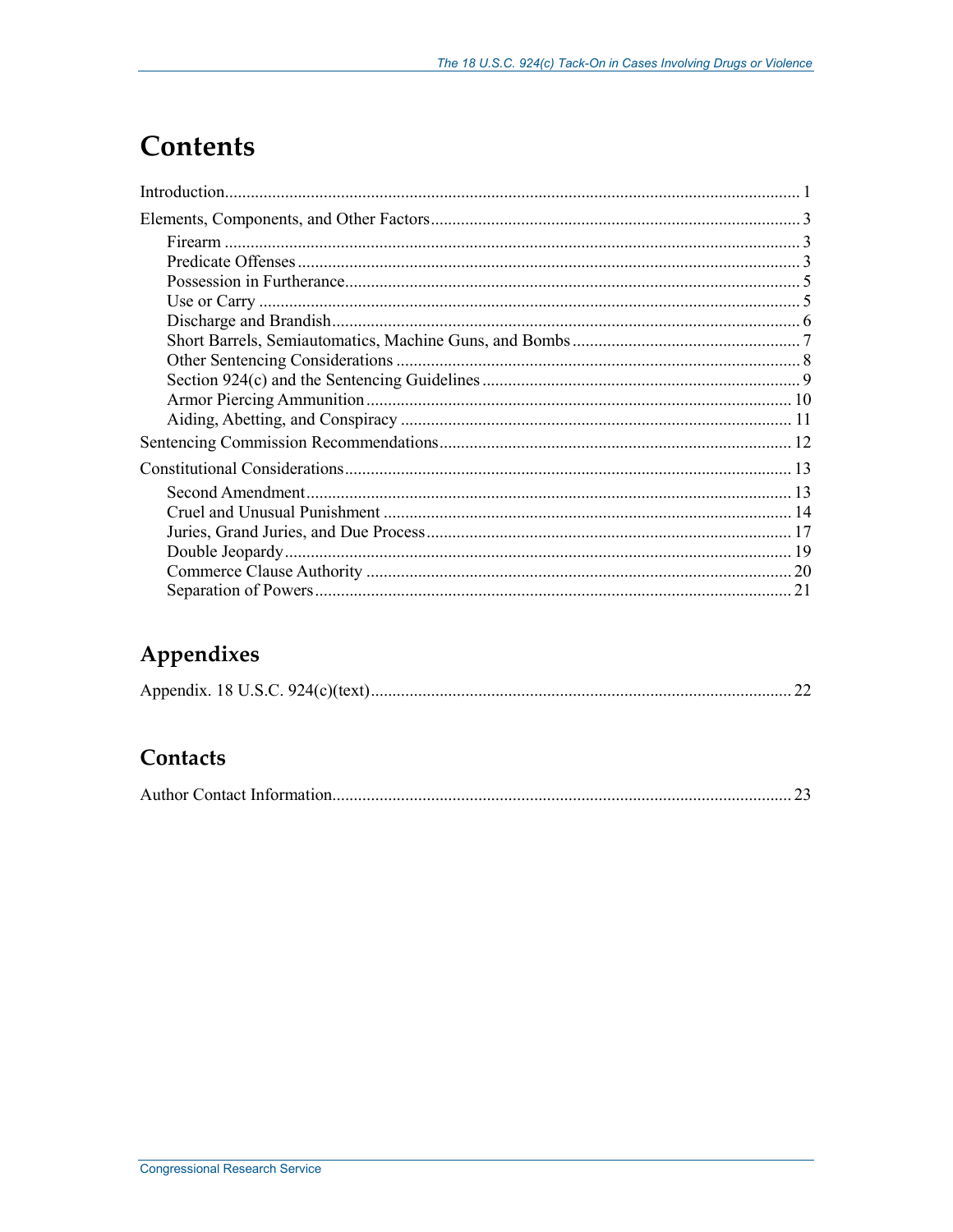# Contents

Introduction ..... 1

Elements, Components, and Other Factors ..... 3

- Firearm ..... 3
- Predicate Offenses ..... 3
- Possession in Furtherance ..... 5
- Use or Carry ..... 5
- Discharge and Brandish ..... 6
- Short Barrels, Semiautomatics, Machine Guns, and Bombs ..... 7
- Other Sentencing Considerations ..... 8
- Section 924(c) and the Sentencing Guidelines ..... 9
- Armor Piercing Ammunition ..... 10
- Aiding, Abetting, and Conspiracy ..... 11

Sentencing Commission Recommendations ..... 12

Constitutional Considerations ..... 13

- Second Amendment ..... 13
- Cruel and Unusual Punishment ..... 14
- Juries, Grand Juries, and Due Process ..... 17
- Double Jeopardy ..... 19
- Commerce Clause Authority ..... 20
- Separation of Powers ..... 21

## Appendixes

Appendix. 18 U.S.C. 924(c)(text) ..... 22

## Contacts

Author Contact Information ..... 23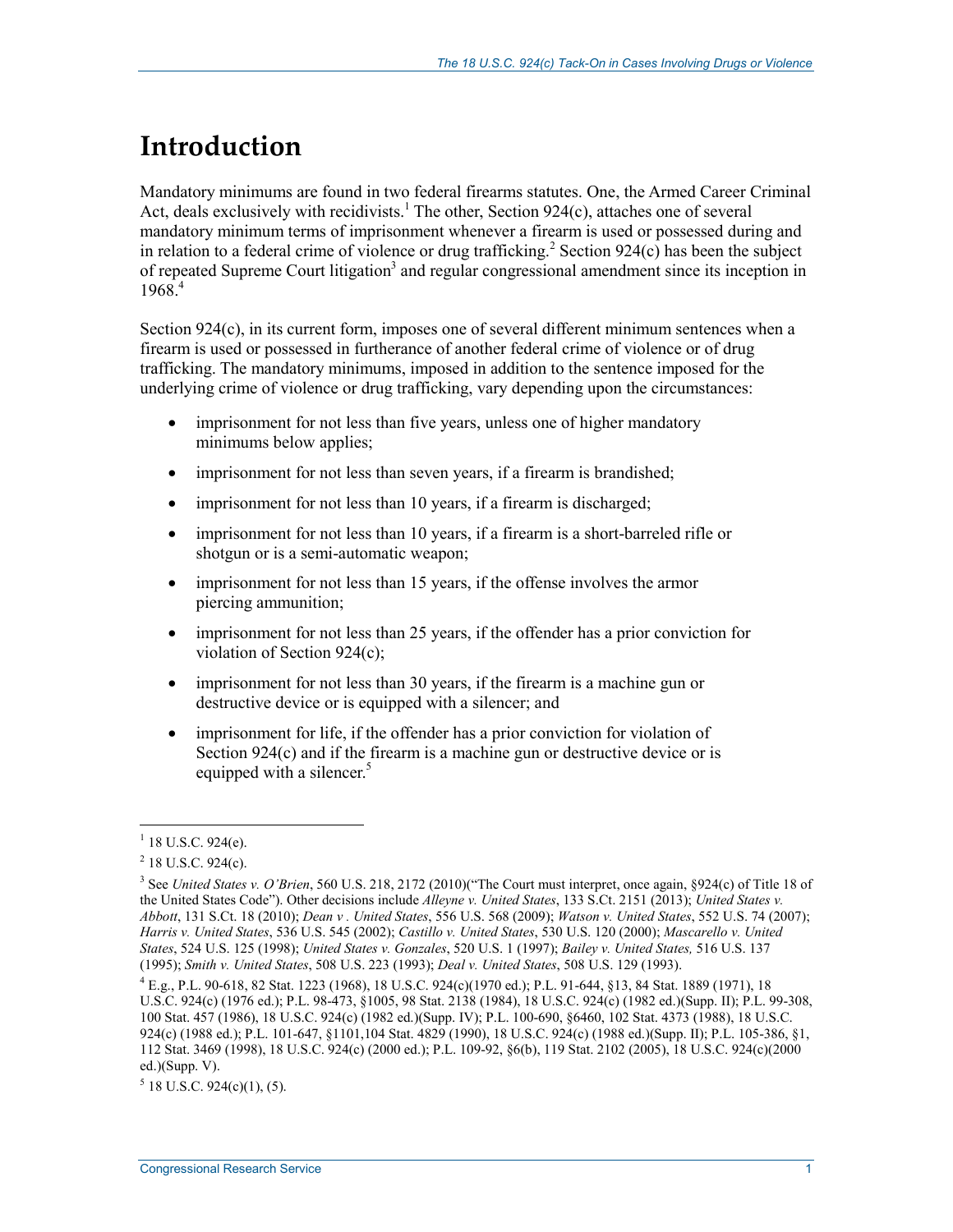# Introduction

Mandatory minimums are found in two federal firearms statutes. One, the Armed Career Criminal Act, deals exclusively with recidivists.[1] The other, Section 924(c), attaches one of several mandatory minimum terms of imprisonment whenever a firearm is used or possessed during and in relation to a federal crime of violence or drug trafficking.[2] Section 924(c) has been the subject of repeated Supreme Court litigation[3] and regular congressional amendment since its inception in 1968.[4]

Section 924(c), in its current form, imposes one of several different minimum sentences when a firearm is used or possessed in furtherance of another federal crime of violence or of drug trafficking. The mandatory minimums, imposed in addition to the sentence imposed for the underlying crime of violence or drug trafficking, vary depending upon the circumstances:

- imprisonment for not less than five years, unless one of higher mandatory minimums below applies;
- imprisonment for not less than seven years, if a firearm is brandished;
- imprisonment for not less than 10 years, if a firearm is discharged;
- imprisonment for not less than 10 years, if a firearm is a short-barreled rifle or shotgun or is a semi-automatic weapon;
- imprisonment for not less than 15 years, if the offense involves the armor piercing ammunition;
- imprisonment for not less than 25 years, if the offender has a prior conviction for violation of Section 924(c);
- imprisonment for not less than 30 years, if the firearm is a machine gun or destructive device or is equipped with a silencer; and
- imprisonment for life, if the offender has a prior conviction for violation of Section 924(c) and if the firearm is a machine gun or destructive device or is equipped with a silencer.[5]

---

[1] 18 U.S.C. 924(e).

[2] 18 U.S.C. 924(c).

[3] See *United States v. O'Brien*, 560 U.S. 218, 2172 (2010)("The Court must interpret, once again, §924(c) of Title 18 of the United States Code"). Other decisions include *Alleyne v. United States*, 133 S.Ct. 2151 (2013); *United States v. Abbott*, 131 S.Ct. 18 (2010); *Dean v . United States*, 556 U.S. 568 (2009); *Watson v. United States*, 552 U.S. 74 (2007); *Harris v. United States*, 536 U.S. 545 (2002); *Castillo v. United States*, 530 U.S. 120 (2000); *Mascarello v. United States*, 524 U.S. 125 (1998); *United States v. Gonzales*, 520 U.S. 1 (1997); *Bailey v. United States,* 516 U.S. 137 (1995); *Smith v. United States*, 508 U.S. 223 (1993); *Deal v. United States*, 508 U.S. 129 (1993).

[4] E.g., P.L. 90-618, 82 Stat. 1223 (1968), 18 U.S.C. 924(c)(1970 ed.); P.L. 91-644, §13, 84 Stat. 1889 (1971), 18 U.S.C. 924(c) (1976 ed.); P.L. 98-473, §1005, 98 Stat. 2138 (1984), 18 U.S.C. 924(c) (1982 ed.)(Supp. II); P.L. 99-308, 100 Stat. 457 (1986), 18 U.S.C. 924(c) (1982 ed.)(Supp. IV); P.L. 100-690, §6460, 102 Stat. 4373 (1988), 18 U.S.C. 924(c) (1988 ed.); P.L. 101-647, §1101,104 Stat. 4829 (1990), 18 U.S.C. 924(c) (1988 ed.)(Supp. II); P.L. 105-386, §1, 112 Stat. 3469 (1998), 18 U.S.C. 924(c) (2000 ed.); P.L. 109-92, §6(b), 119 Stat. 2102 (2005), 18 U.S.C. 924(c)(2000 ed.)(Supp. V).

[5] 18 U.S.C. 924(c)(1), (5).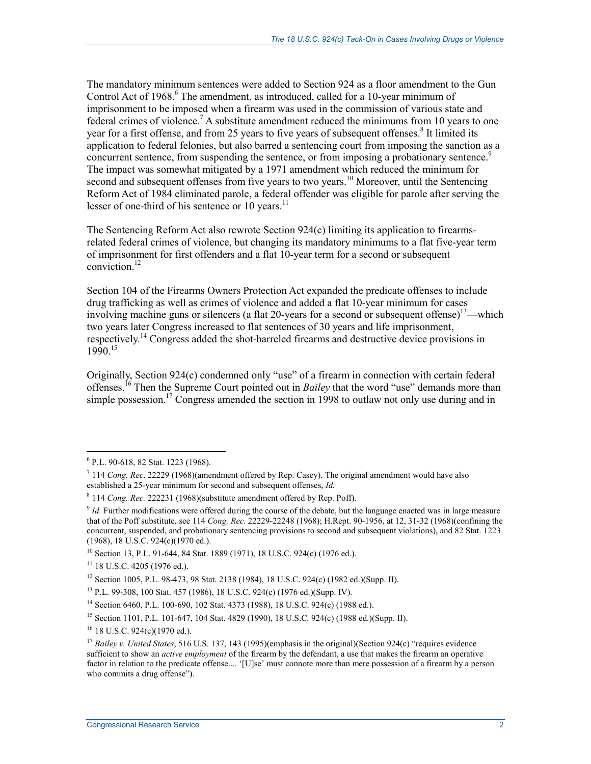The mandatory minimum sentences were added to Section 924 as a floor amendment to the Gun Control Act of 1968.[6] The amendment, as introduced, called for a 10-year minimum of imprisonment to be imposed when a firearm was used in the commission of various state and federal crimes of violence.[7] A substitute amendment reduced the minimums from 10 years to one year for a first offense, and from 25 years to five years of subsequent offenses.[8] It limited its application to federal felonies, but also barred a sentencing court from imposing the sanction as a concurrent sentence, from suspending the sentence, or from imposing a probationary sentence.[9] The impact was somewhat mitigated by a 1971 amendment which reduced the minimum for second and subsequent offenses from five years to two years.[10] Moreover, until the Sentencing Reform Act of 1984 eliminated parole, a federal offender was eligible for parole after serving the lesser of one-third of his sentence or 10 years.[11]

The Sentencing Reform Act also rewrote Section 924(c) limiting its application to firearms-related federal crimes of violence, but changing its mandatory minimums to a flat five-year term of imprisonment for first offenders and a flat 10-year term for a second or subsequent conviction.[12]

Section 104 of the Firearms Owners Protection Act expanded the predicate offenses to include drug trafficking as well as crimes of violence and added a flat 10-year minimum for cases involving machine guns or silencers (a flat 20-years for a second or subsequent offense)[13]—which two years later Congress increased to flat sentences of 30 years and life imprisonment, respectively.[14] Congress added the shot-bareled firearms and destructive device provisions in 1990.[15]

Originally, Section 924(c) condemned only "use" of a firearm in connection with certain federal offenses.[16] Then the Supreme Court pointed out in *Bailey* that the word "use" demands more than simple possession.[17] Congress amended the section in 1998 to outlaw not only use during and in

---

[6] P.L. 90-618, 82 Stat. 1223 (1968).

[7] 114 *Cong. Rec*. 22229 (1968)(amendment offered by Rep. Casey). The original amendment would have also established a 25-year minimum for second and subsequent offenses, *Id.*

[8] 114 *Cong. Rec.* 222231 (1968)(substitute amendment offered by Rep. Poff).

[9] *Id.* Further modifications were offered during the course of the debate, but the language enacted was in large measure that of the Poff substitute, see 114 *Cong. Rec.* 22229-22248 (1968); H.Rept. 90-1956, at 12, 31-32 (1968)(confining the concurrent, suspended, and probationary sentencing provisions to second and subsequent violations), and 82 Stat. 1223 (1968), 18 U.S.C. 924(c)(1970 ed.).

[10] Section 13, P.L. 91-644, 84 Stat. 1889 (1971), 18 U.S.C. 924(c) (1976 ed.).

[11] 18 U.S.C. 4205 (1976 ed.).

[12] Section 1005, P.L. 98-473, 98 Stat. 2138 (1984), 18 U.S.C. 924(c) (1982 ed.)(Supp. II).

[13] P.L. 99-308, 100 Stat. 457 (1986), 18 U.S.C. 924(c) (1976 ed.)(Supp. IV).

[14] Section 6460, P.L. 100-690, 102 Stat. 4373 (1988), 18 U.S.C. 924(c) (1988 ed.).

[15] Section 1101, P.L. 101-647, 104 Stat. 4829 (1990), 18 U.S.C. 924(c) (1988 ed.)(Supp. II).

[16] 18 U.S.C. 924(c)(1970 ed.).

[17] *Bailey v. United States*, 516 U.S. 137, 143 (1995)(emphasis in the original)(Section 924(c) "requires evidence sufficient to show an *active employment* of the firearm by the defendant, a use that makes the firearm an operative factor in relation to the predicate offense.... '[U]se' must connote more than mere possession of a firearm by a person who commits a drug offense").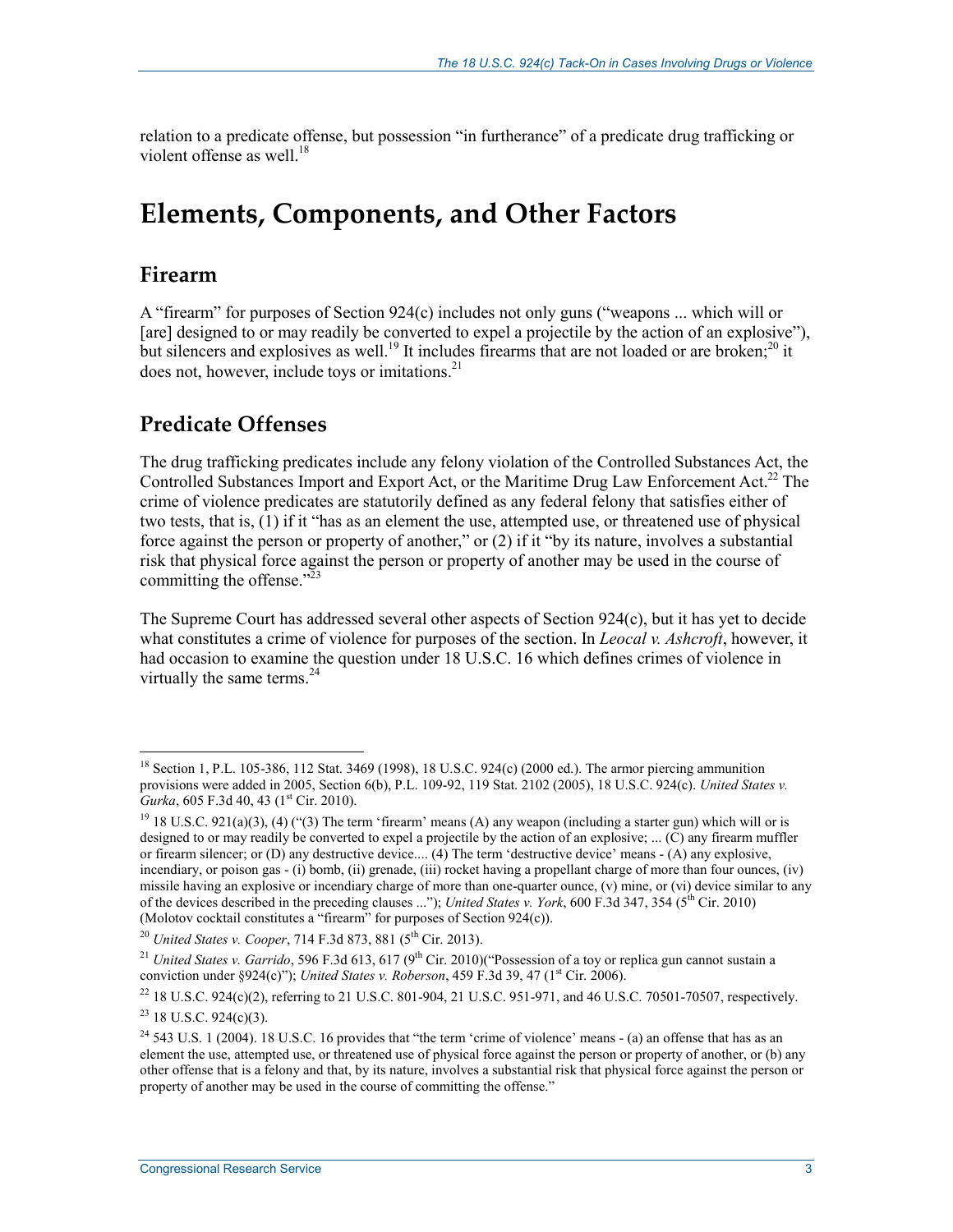relation to a predicate offense, but possession "in furtherance" of a predicate drug trafficking or violent offense as well.[18]

## Elements, Components, and Other Factors

### Firearm

A "firearm" for purposes of Section 924(c) includes not only guns ("weapons ... which will or [are] designed to or may readily be converted to expel a projectile by the action of an explosive"), but silencers and explosives as well.[19] It includes firearms that are not loaded or are broken;[20] it does not, however, include toys or imitations.[21]

### Predicate Offenses

The drug trafficking predicates include any felony violation of the Controlled Substances Act, the Controlled Substances Import and Export Act, or the Maritime Drug Law Enforcement Act.[22] The crime of violence predicates are statutorily defined as any federal felony that satisfies either of two tests, that is, (1) if it "has as an element the use, attempted use, or threatened use of physical force against the person or property of another," or (2) if it "by its nature, involves a substantial risk that physical force against the person or property of another may be used in the course of committing the offense."[23]

The Supreme Court has addressed several other aspects of Section 924(c), but it has yet to decide what constitutes a crime of violence for purposes of the section. In *Leocal v. Ashcroft*, however, it had occasion to examine the question under 18 U.S.C. 16 which defines crimes of violence in virtually the same terms.[24]

---

[18] Section 1, P.L. 105-386, 112 Stat. 3469 (1998), 18 U.S.C. 924(c) (2000 ed.). The armor piercing ammunition provisions were added in 2005, Section 6(b), P.L. 109-92, 119 Stat. 2102 (2005), 18 U.S.C. 924(c). *United States v. Gurka*, 605 F.3d 40, 43 (1st Cir. 2010).

[19] 18 U.S.C. 921(a)(3), (4) ("(3) The term 'firearm' means (A) any weapon (including a starter gun) which will or is designed to or may readily be converted to expel a projectile by the action of an explosive; ... (C) any firearm muffler or firearm silencer; or (D) any destructive device.... (4) The term 'destructive device' means - (A) any explosive, incendiary, or poison gas - (i) bomb, (ii) grenade, (iii) rocket having a propellant charge of more than four ounces, (iv) missile having an explosive or incendiary charge of more than one-quarter ounce, (v) mine, or (vi) device similar to any of the devices described in the preceding clauses ..."); *United States v. York*, 600 F.3d 347, 354 (5th Cir. 2010) (Molotov cocktail constitutes a "firearm" for purposes of Section 924(c)).

[20] *United States v. Cooper*, 714 F.3d 873, 881 (5th Cir. 2013).

[21] *United States v. Garrido*, 596 F.3d 613, 617 (9th Cir. 2010)("Possession of a toy or replica gun cannot sustain a conviction under §924(c)"); *United States v. Roberson*, 459 F.3d 39, 47 (1st Cir. 2006).

[22] 18 U.S.C. 924(c)(2), referring to 21 U.S.C. 801-904, 21 U.S.C. 951-971, and 46 U.S.C. 70501-70507, respectively.

[23] 18 U.S.C. 924(c)(3).

[24] 543 U.S. 1 (2004). 18 U.S.C. 16 provides that "the term 'crime of violence' means - (a) an offense that has as an element the use, attempted use, or threatened use of physical force against the person or property of another, or (b) any other offense that is a felony and that, by its nature, involves a substantial risk that physical force against the person or property of another may be used in the course of committing the offense."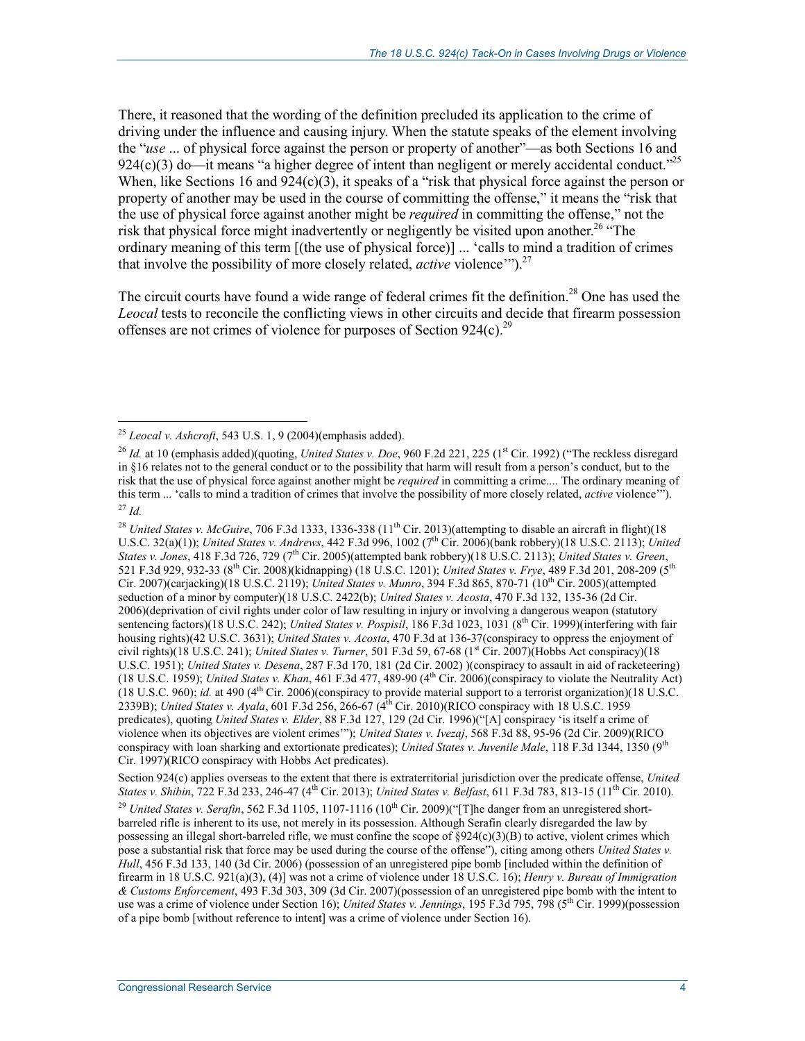There, it reasoned that the wording of the definition precluded its application to the crime of driving under the influence and causing injury. When the statute speaks of the element involving the "*use* ... of physical force against the person or property of another"—as both Sections 16 and 924(c)(3) do—it means "a higher degree of intent than negligent or merely accidental conduct."[25] When, like Sections 16 and 924(c)(3), it speaks of a "risk that physical force against the person or property of another may be used in the course of committing the offense," it means the "risk that the use of physical force against another might be *required* in committing the offense," not the risk that physical force might inadvertently or negligently be visited upon another.[26] "The ordinary meaning of this term [(the use of physical force)] ... 'calls to mind a tradition of crimes that involve the possibility of more closely related, *active* violence'").[27]

The circuit courts have found a wide range of federal crimes fit the definition.[28] One has used the *Leocal* tests to reconcile the conflicting views in other circuits and decide that firearm possession offenses are not crimes of violence for purposes of Section 924(c).[29]

---

[25] *Leocal v. Ashcroft*, 543 U.S. 1, 9 (2004)(emphasis added).

[26] *Id.* at 10 (emphasis added)(quoting, *United States v. Doe*, 960 F.2d 221, 225 (1st Cir. 1992) ("The reckless disregard in §16 relates not to the general conduct or to the possibility that harm will result from a person's conduct, but to the risk that the use of physical force against another might be *required* in committing a crime.... The ordinary meaning of this term ... 'calls to mind a tradition of crimes that involve the possibility of more closely related, *active* violence'").

[27] *Id.*

[28] *United States v. McGuire*, 706 F.3d 1333, 1336-338 (11th Cir. 2013)(attempting to disable an aircraft in flight)(18 U.S.C. 32(a)(1)); *United States v. Andrews*, 442 F.3d 996, 1002 (7th Cir. 2006)(bank robbery)(18 U.S.C. 2113); *United States v. Jones*, 418 F.3d 726, 729 (7th Cir. 2005)(attempted bank robbery)(18 U.S.C. 2113); *United States v. Green*, 521 F.3d 929, 932-33 (8th Cir. 2008)(kidnapping) (18 U.S.C. 1201); *United States v. Frye*, 489 F.3d 201, 208-209 (5th Cir. 2007)(carjacking)(18 U.S.C. 2119); *United States v. Munro*, 394 F.3d 865, 870-71 (10th Cir. 2005)(attempted seduction of a minor by computer)(18 U.S.C. 2422(b); *United States v. Acosta*, 470 F.3d 132, 135-36 (2d Cir. 2006)(deprivation of civil rights under color of law resulting in injury or involving a dangerous weapon (statutory sentencing factors)(18 U.S.C. 242); *United States v. Pospisil*, 186 F.3d 1023, 1031 (8th Cir. 1999)(interfering with fair housing rights)(42 U.S.C. 3631); *United States v. Acosta*, 470 F.3d at 136-37(conspiracy to oppress the enjoyment of civil rights)(18 U.S.C. 241); *United States v. Turner*, 501 F.3d 59, 67-68 (1st Cir. 2007)(Hobbs Act conspiracy)(18 U.S.C. 1951); *United States v. Desena*, 287 F.3d 170, 181 (2d Cir. 2002) )(conspiracy to assault in aid of racketeering) (18 U.S.C. 1959); *United States v. Khan*, 461 F.3d 477, 489-90 (4th Cir. 2006)(conspiracy to violate the Neutrality Act) (18 U.S.C. 960); *id.* at 490 (4th Cir. 2006)(conspiracy to provide material support to a terrorist organization)(18 U.S.C. 2339B); *United States v. Ayala*, 601 F.3d 256, 266-67 (4th Cir. 2010)(RICO conspiracy with 18 U.S.C. 1959 predicates), quoting *United States v. Elder*, 88 F.3d 127, 129 (2d Cir. 1996)("[A] conspiracy 'is itself a crime of violence when its objectives are violent crimes'"); *United States v. Ivezaj*, 568 F.3d 88, 95-96 (2d Cir. 2009)(RICO conspiracy with loan sharking and extortionate predicates); *United States v. Juvenile Male*, 118 F.3d 1344, 1350 (9th Cir. 1997)(RICO conspiracy with Hobbs Act predicates).

Section 924(c) applies overseas to the extent that there is extraterritorial jurisdiction over the predicate offense, *United States v. Shibin*, 722 F.3d 233, 246-47 (4th Cir. 2013); *United States v. Belfast*, 611 F.3d 783, 813-15 (11th Cir. 2010).

[29] *United States v. Serafin*, 562 F.3d 1105, 1107-1116 (10th Cir. 2009)("[T]he danger from an unregistered short-barreled rifle is inherent to its use, not merely in its possession. Although Serafin clearly disregarded the law by possessing an illegal short-barreled rifle, we must confine the scope of §924(c)(3)(B) to active, violent crimes which pose a substantial risk that force may be used during the course of the offense"), citing among others *United States v. Hull*, 456 F.3d 133, 140 (3d Cir. 2006) (possession of an unregistered pipe bomb [included within the definition of firearm in 18 U.S.C. 921(a)(3), (4)] was not a crime of violence under 18 U.S.C. 16); *Henry v. Bureau of Immigration & Customs Enforcement*, 493 F.3d 303, 309 (3d Cir. 2007)(possession of an unregistered pipe bomb with the intent to use was a crime of violence under Section 16); *United States v. Jennings*, 195 F.3d 795, 798 (5th Cir. 1999)(possession of a pipe bomb [without reference to intent] was a crime of violence under Section 16).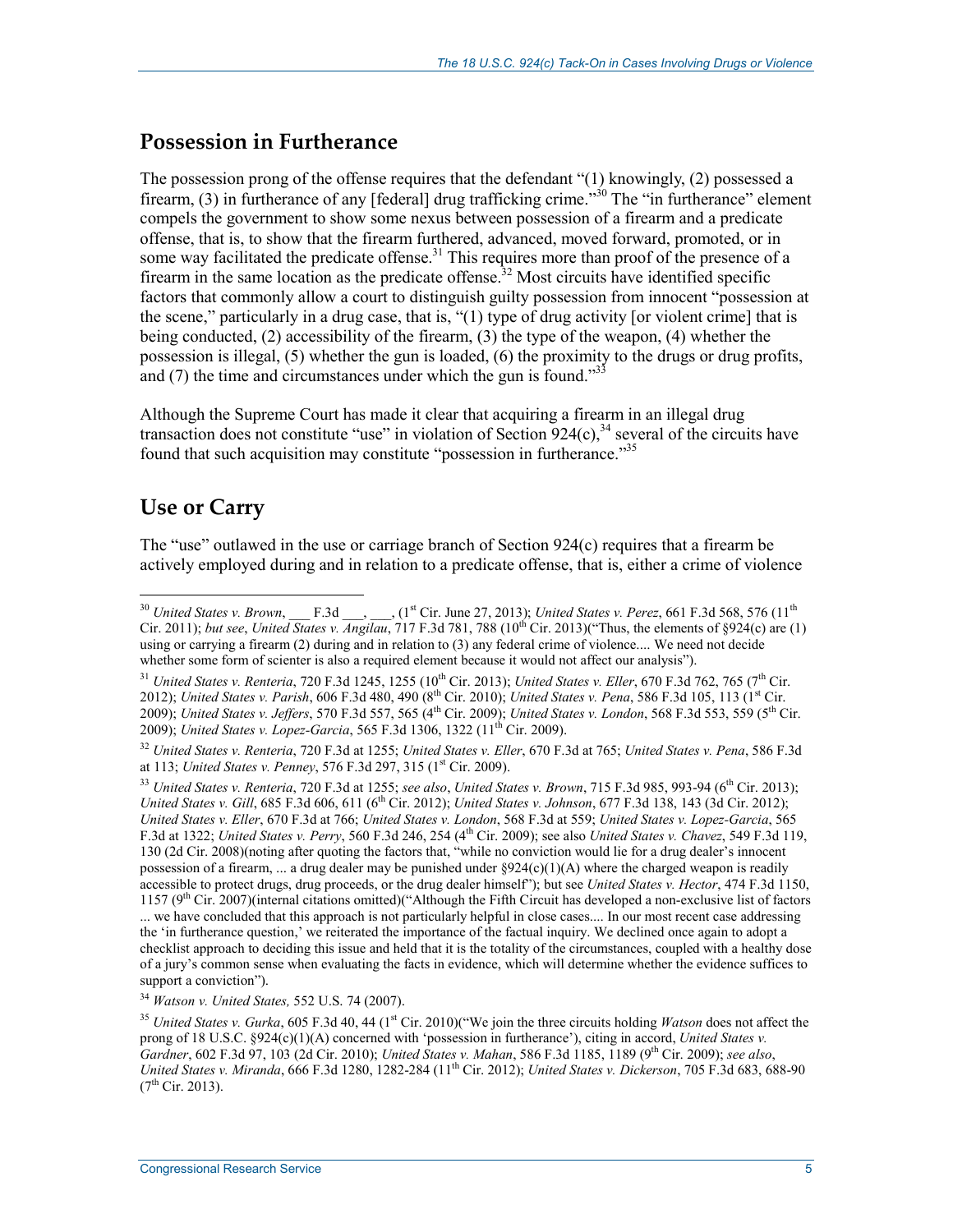## Possession in Furtherance

The possession prong of the offense requires that the defendant "(1) knowingly, (2) possessed a firearm, (3) in furtherance of any [federal] drug trafficking crime."[30] The "in furtherance" element compels the government to show some nexus between possession of a firearm and a predicate offense, that is, to show that the firearm furthered, advanced, moved forward, promoted, or in some way facilitated the predicate offense.[31] This requires more than proof of the presence of a firearm in the same location as the predicate offense.[32] Most circuits have identified specific factors that commonly allow a court to distinguish guilty possession from innocent "possession at the scene," particularly in a drug case, that is, "(1) type of drug activity [or violent crime] that is being conducted, (2) accessibility of the firearm, (3) the type of the weapon, (4) whether the possession is illegal, (5) whether the gun is loaded, (6) the proximity to the drugs or drug profits, and (7) the time and circumstances under which the gun is found."[33]

Although the Supreme Court has made it clear that acquiring a firearm in an illegal drug transaction does not constitute "use" in violation of Section 924(c),[34] several of the circuits have found that such acquisition may constitute "possession in furtherance."[35]

## Use or Carry

The "use" outlawed in the use or carriage branch of Section 924(c) requires that a firearm be actively employed during and in relation to a predicate offense, that is, either a crime of violence

---

[30] *United States v. Brown*, ___ F.3d ___, ___, (1st Cir. June 27, 2013); *United States v. Perez*, 661 F.3d 568, 576 (11th Cir. 2011); *but see*, *United States v. Angilau*, 717 F.3d 781, 788 (10th Cir. 2013)("Thus, the elements of §924(c) are (1) using or carrying a firearm (2) during and in relation to (3) any federal crime of violence.... We need not decide whether some form of scienter is also a required element because it would not affect our analysis").

[31] *United States v. Renteria*, 720 F.3d 1245, 1255 (10th Cir. 2013); *United States v. Eller*, 670 F.3d 762, 765 (7th Cir. 2012); *United States v. Parish*, 606 F.3d 480, 490 (8th Cir. 2010); *United States v. Pena*, 586 F.3d 105, 113 (1st Cir. 2009); *United States v. Jeffers*, 570 F.3d 557, 565 (4th Cir. 2009); *United States v. London*, 568 F.3d 553, 559 (5th Cir. 2009); *United States v. Lopez-Garcia*, 565 F.3d 1306, 1322 (11th Cir. 2009).

[32] *United States v. Renteria*, 720 F.3d at 1255; *United States v. Eller*, 670 F.3d at 765; *United States v. Pena*, 586 F.3d at 113; *United States v. Penney*, 576 F.3d 297, 315 (1st Cir. 2009).

[33] *United States v. Renteria*, 720 F.3d at 1255; *see also*, *United States v. Brown*, 715 F.3d 985, 993-94 (6th Cir. 2013); *United States v. Gill*, 685 F.3d 606, 611 (6th Cir. 2012); *United States v. Johnson*, 677 F.3d 138, 143 (3d Cir. 2012); *United States v. Eller*, 670 F.3d at 766; *United States v. London*, 568 F.3d at 559; *United States v. Lopez-Garcia*, 565 F.3d at 1322; *United States v. Perry*, 560 F.3d 246, 254 (4th Cir. 2009); see also *United States v. Chavez*, 549 F.3d 119, 130 (2d Cir. 2008)(noting after quoting the factors that, "while no conviction would lie for a drug dealer's innocent possession of a firearm, ... a drug dealer may be punished under §924(c)(1)(A) where the charged weapon is readily accessible to protect drugs, drug proceeds, or the drug dealer himself"); but see *United States v. Hector*, 474 F.3d 1150, 1157 (9th Cir. 2007)(internal citations omitted)("Although the Fifth Circuit has developed a non-exclusive list of factors ... we have concluded that this approach is not particularly helpful in close cases.... In our most recent case addressing the 'in furtherance question,' we reiterated the importance of the factual inquiry. We declined once again to adopt a checklist approach to deciding this issue and held that it is the totality of the circumstances, coupled with a healthy dose of a jury's common sense when evaluating the facts in evidence, which will determine whether the evidence suffices to support a conviction").

[34] *Watson v. United States,* 552 U.S. 74 (2007).

[35] *United States v. Gurka*, 605 F.3d 40, 44 (1st Cir. 2010)("We join the three circuits holding *Watson* does not affect the prong of 18 U.S.C. §924(c)(1)(A) concerned with 'possession in furtherance'), citing in accord, *United States v. Gardner*, 602 F.3d 97, 103 (2d Cir. 2010); *United States v. Mahan*, 586 F.3d 1185, 1189 (9th Cir. 2009); *see also*, *United States v. Miranda*, 666 F.3d 1280, 1282-284 (11th Cir. 2012); *United States v. Dickerson*, 705 F.3d 683, 688-90 (7th Cir. 2013).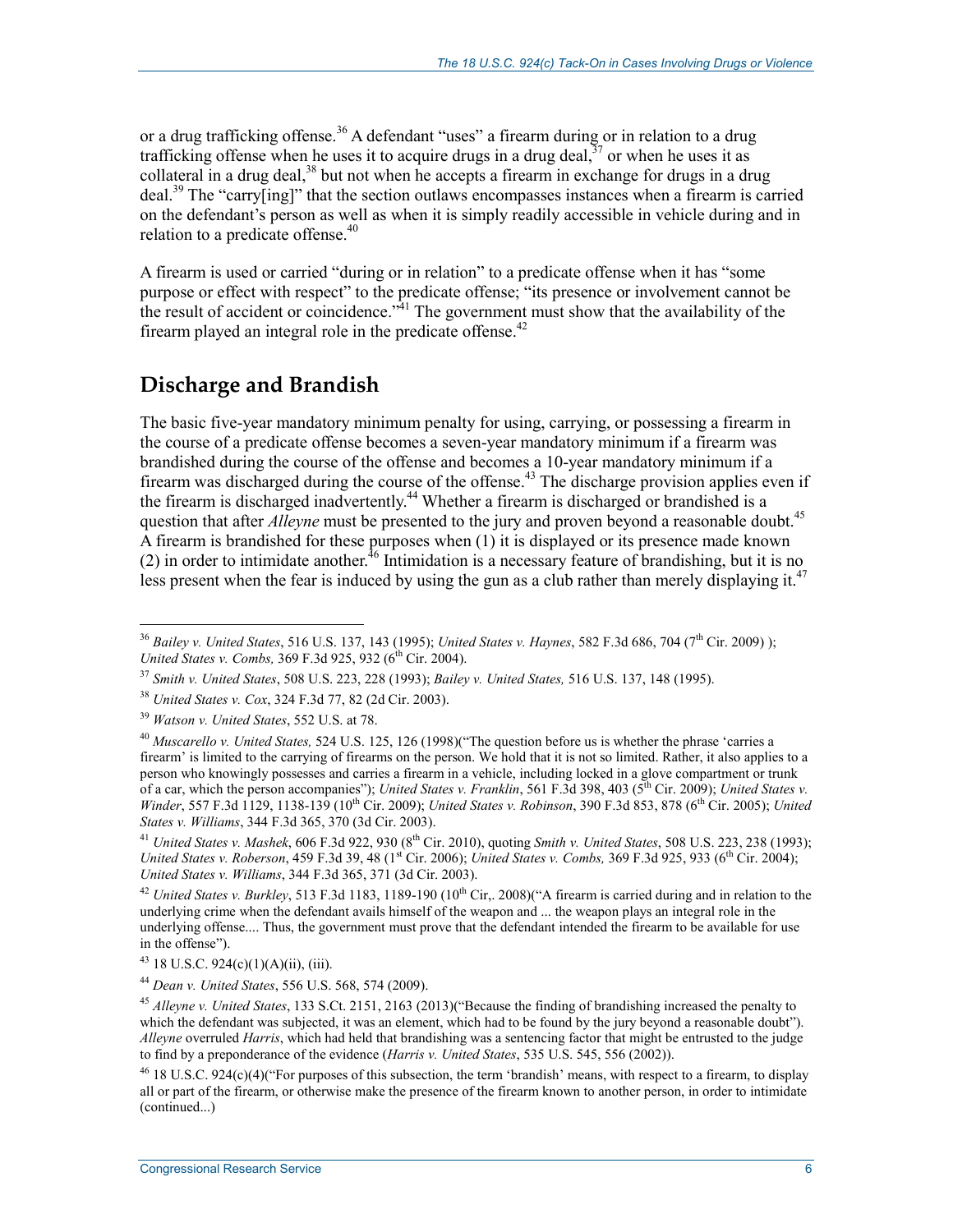or a drug trafficking offense.[36] A defendant "uses" a firearm during or in relation to a drug trafficking offense when he uses it to acquire drugs in a drug deal,[37] or when he uses it as collateral in a drug deal,[38] but not when he accepts a firearm in exchange for drugs in a drug deal.[39] The "carry[ing]" that the section outlaws encompasses instances when a firearm is carried on the defendant's person as well as when it is simply readily accessible in vehicle during and in relation to a predicate offense.[40]

A firearm is used or carried "during or in relation" to a predicate offense when it has "some purpose or effect with respect" to the predicate offense; "its presence or involvement cannot be the result of accident or coincidence."[41] The government must show that the availability of the firearm played an integral role in the predicate offense.[42]

## Discharge and Brandish

The basic five-year mandatory minimum penalty for using, carrying, or possessing a firearm in the course of a predicate offense becomes a seven-year mandatory minimum if a firearm was brandished during the course of the offense and becomes a 10-year mandatory minimum if a firearm was discharged during the course of the offense.[43] The discharge provision applies even if the firearm is discharged inadvertently.[44] Whether a firearm is discharged or brandished is a question that after *Alleyne* must be presented to the jury and proven beyond a reasonable doubt.[45] A firearm is brandished for these purposes when (1) it is displayed or its presence made known (2) in order to intimidate another.[46] Intimidation is a necessary feature of brandishing, but it is no less present when the fear is induced by using the gun as a club rather than merely displaying it.[47]

---

[36] *Bailey v. United States*, 516 U.S. 137, 143 (1995); *United States v. Haynes*, 582 F.3d 686, 704 (7th Cir. 2009) ); *United States v. Combs,* 369 F.3d 925, 932 (6th Cir. 2004).

[37] *Smith v. United States*, 508 U.S. 223, 228 (1993); *Bailey v. United States,* 516 U.S. 137, 148 (1995).

[38] *United States v. Cox*, 324 F.3d 77, 82 (2d Cir. 2003).

[39] *Watson v. United States*, 552 U.S. at 78.

[40] *Muscarello v. United States,* 524 U.S. 125, 126 (1998)("The question before us is whether the phrase 'carries a firearm' is limited to the carrying of firearms on the person. We hold that it is not so limited. Rather, it also applies to a person who knowingly possesses and carries a firearm in a vehicle, including locked in a glove compartment or trunk of a car, which the person accompanies"); *United States v. Franklin*, 561 F.3d 398, 403 (5th Cir. 2009); *United States v. Winder*, 557 F.3d 1129, 1138-139 (10th Cir. 2009); *United States v. Robinson*, 390 F.3d 853, 878 (6th Cir. 2005); *United States v. Williams*, 344 F.3d 365, 370 (3d Cir. 2003).

[41] *United States v. Mashek*, 606 F.3d 922, 930 (8th Cir. 2010), quoting *Smith v. United States*, 508 U.S. 223, 238 (1993); *United States v. Roberson*, 459 F.3d 39, 48 (1st Cir. 2006); *United States v. Combs,* 369 F.3d 925, 933 (6th Cir. 2004); *United States v. Williams*, 344 F.3d 365, 371 (3d Cir. 2003).

[42] *United States v. Burkley*, 513 F.3d 1183, 1189-190 (10th Cir,. 2008)("A firearm is carried during and in relation to the underlying crime when the defendant avails himself of the weapon and ... the weapon plays an integral role in the underlying offense.... Thus, the government must prove that the defendant intended the firearm to be available for use in the offense").

[43] 18 U.S.C. 924(c)(1)(A)(ii), (iii).

[44] *Dean v. United States*, 556 U.S. 568, 574 (2009).

[45] *Alleyne v. United States*, 133 S.Ct. 2151, 2163 (2013)("Because the finding of brandishing increased the penalty to which the defendant was subjected, it was an element, which had to be found by the jury beyond a reasonable doubt"). *Alleyne* overruled *Harris*, which had held that brandishing was a sentencing factor that might be entrusted to the judge to find by a preponderance of the evidence (*Harris v. United States*, 535 U.S. 545, 556 (2002)).

[46] 18 U.S.C. 924(c)(4)("For purposes of this subsection, the term 'brandish' means, with respect to a firearm, to display all or part of the firearm, or otherwise make the presence of the firearm known to another person, in order to intimidate (continued...)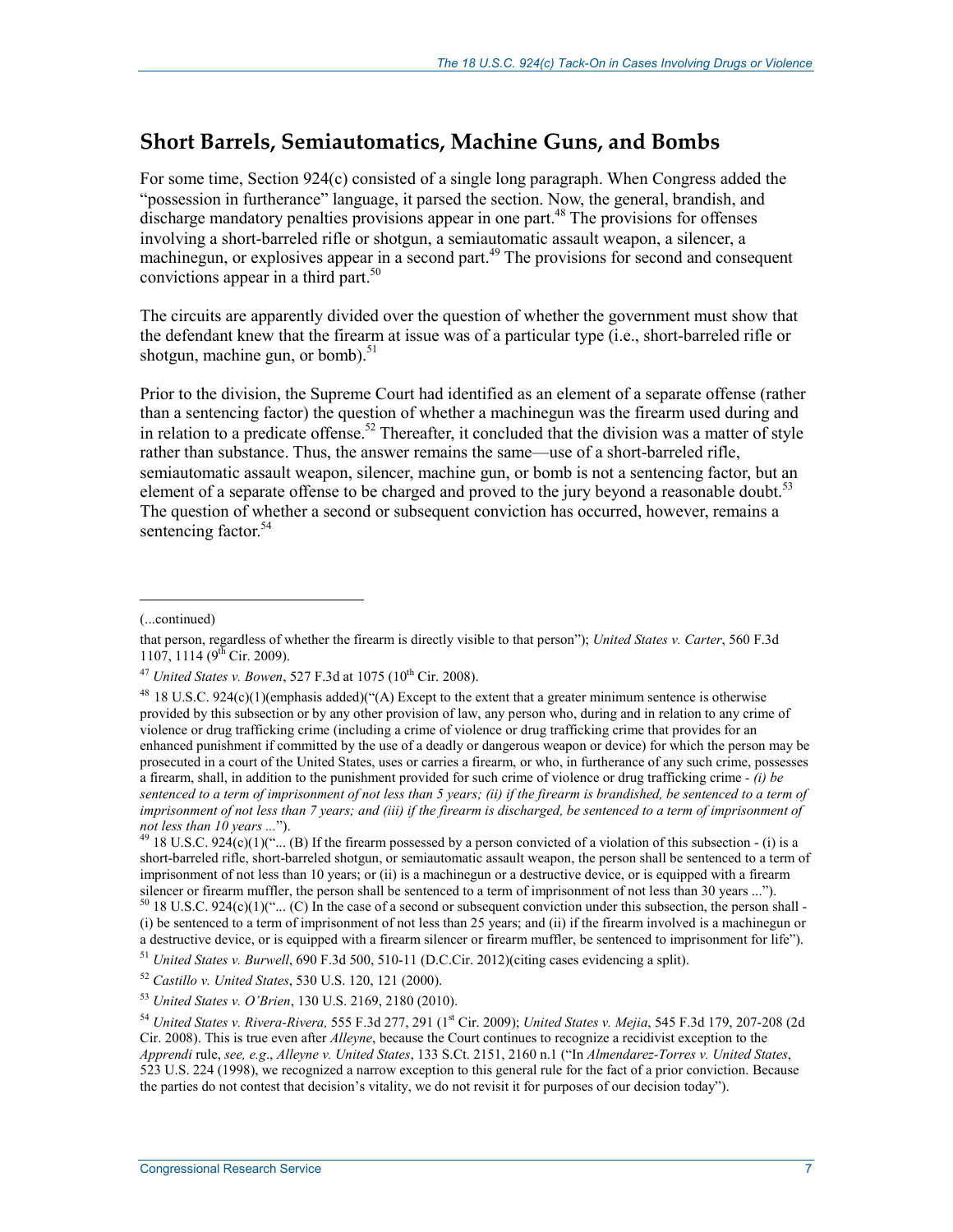## Short Barrels, Semiautomatics, Machine Guns, and Bombs

For some time, Section 924(c) consisted of a single long paragraph. When Congress added the "possession in furtherance" language, it parsed the section. Now, the general, brandish, and discharge mandatory penalties provisions appear in one part.[48] The provisions for offenses involving a short-barreled rifle or shotgun, a semiautomatic assault weapon, a silencer, a machinegun, or explosives appear in a second part.[49] The provisions for second and consequent convictions appear in a third part.[50]

The circuits are apparently divided over the question of whether the government must show that the defendant knew that the firearm at issue was of a particular type (i.e., short-barreled rifle or shotgun, machine gun, or bomb).[51]

Prior to the division, the Supreme Court had identified as an element of a separate offense (rather than a sentencing factor) the question of whether a machinegun was the firearm used during and in relation to a predicate offense.[52] Thereafter, it concluded that the division was a matter of style rather than substance. Thus, the answer remains the same—use of a short-barreled rifle, semiautomatic assault weapon, silencer, machine gun, or bomb is not a sentencing factor, but an element of a separate offense to be charged and proved to the jury beyond a reasonable doubt.[53] The question of whether a second or subsequent conviction has occurred, however, remains a sentencing factor.[54]

---

(...continued)

that person, regardless of whether the firearm is directly visible to that person"); *United States v. Carter*, 560 F.3d 1107, 1114 (9th Cir. 2009).

[47] *United States v. Bowen*, 527 F.3d at 1075 (10th Cir. 2008).

[48] 18 U.S.C. 924(c)(1)(emphasis added)("(A) Except to the extent that a greater minimum sentence is otherwise provided by this subsection or by any other provision of law, any person who, during and in relation to any crime of violence or drug trafficking crime (including a crime of violence or drug trafficking crime that provides for an enhanced punishment if committed by the use of a deadly or dangerous weapon or device) for which the person may be prosecuted in a court of the United States, uses or carries a firearm, or who, in furtherance of any such crime, possesses a firearm, shall, in addition to the punishment provided for such crime of violence or drug trafficking crime - *(i) be sentenced to a term of imprisonment of not less than 5 years; (ii) if the firearm is brandished, be sentenced to a term of imprisonment of not less than 7 years; and (iii) if the firearm is discharged, be sentenced to a term of imprisonment of not less than 10 years ...*").

[49] 18 U.S.C. 924(c)(1)("... (B) If the firearm possessed by a person convicted of a violation of this subsection - (i) is a short-barreled rifle, short-barreled shotgun, or semiautomatic assault weapon, the person shall be sentenced to a term of imprisonment of not less than 10 years; or (ii) is a machinegun or a destructive device, or is equipped with a firearm silencer or firearm muffler, the person shall be sentenced to a term of imprisonment of not less than 30 years ...").

[50] 18 U.S.C. 924(c)(1)("... (C) In the case of a second or subsequent conviction under this subsection, the person shall - (i) be sentenced to a term of imprisonment of not less than 25 years; and (ii) if the firearm involved is a machinegun or a destructive device, or is equipped with a firearm silencer or firearm muffler, be sentenced to imprisonment for life").

[51] *United States v. Burwell*, 690 F.3d 500, 510-11 (D.C.Cir. 2012)(citing cases evidencing a split).

[52] *Castillo v. United States*, 530 U.S. 120, 121 (2000).

[53] *United States v. O'Brien*, 130 U.S. 2169, 2180 (2010).

[54] *United States v. Rivera-Rivera,* 555 F.3d 277, 291 (1st Cir. 2009); *United States v. Mejia*, 545 F.3d 179, 207-208 (2d Cir. 2008). This is true even after *Alleyne*, because the Court continues to recognize a recidivist exception to the *Apprendi* rule, *see, e.g*., *Alleyne v. United States*, 133 S.Ct. 2151, 2160 n.1 ("In *Almendarez-Torres v. United States*, 523 U.S. 224 (1998), we recognized a narrow exception to this general rule for the fact of a prior conviction. Because the parties do not contest that decision's vitality, we do not revisit it for purposes of our decision today").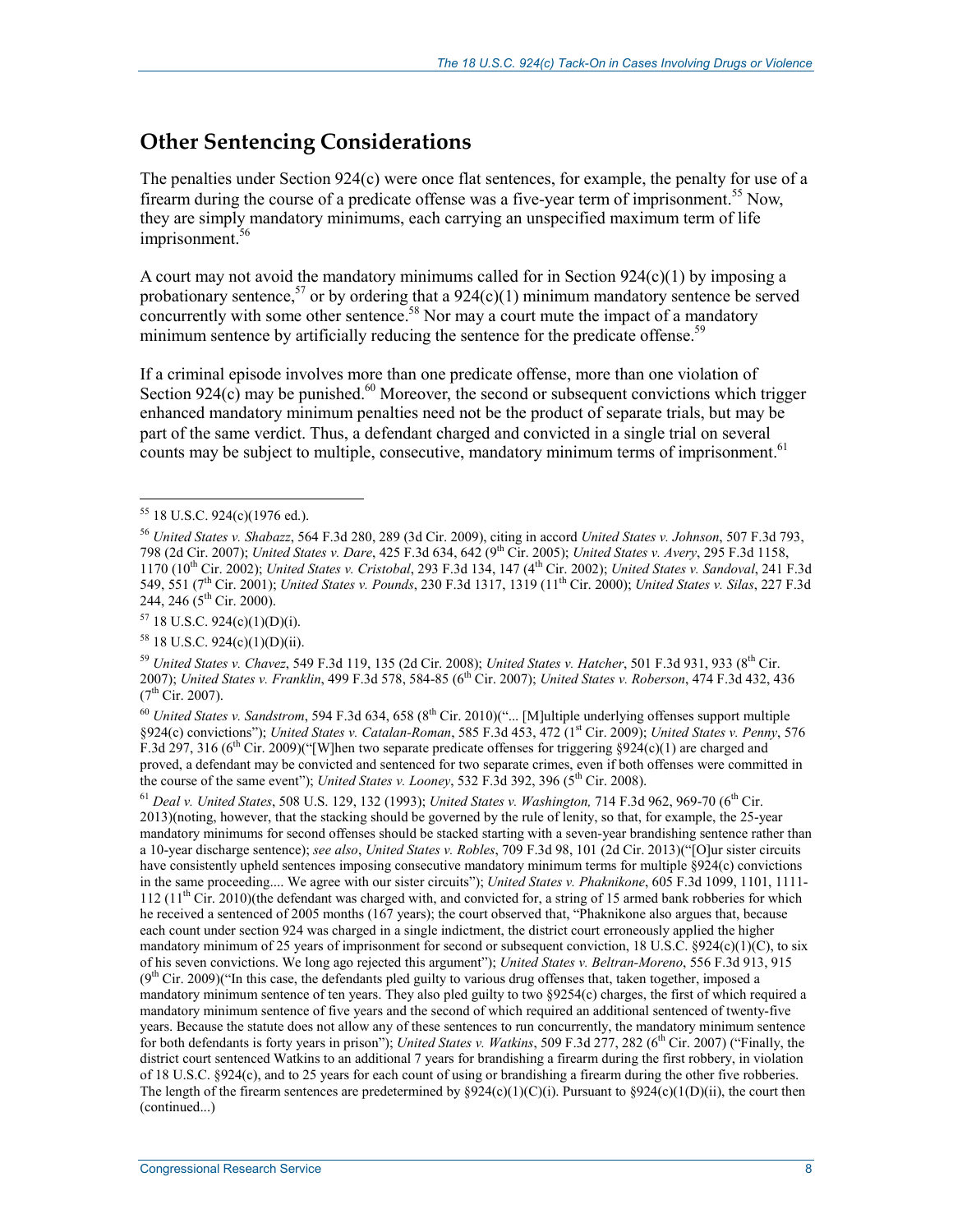## Other Sentencing Considerations

The penalties under Section 924(c) were once flat sentences, for example, the penalty for use of a firearm during the course of a predicate offense was a five-year term of imprisonment.[55] Now, they are simply mandatory minimums, each carrying an unspecified maximum term of life imprisonment.[56]

A court may not avoid the mandatory minimums called for in Section 924(c)(1) by imposing a probationary sentence,[57] or by ordering that a 924(c)(1) minimum mandatory sentence be served concurrently with some other sentence.[58] Nor may a court mute the impact of a mandatory minimum sentence by artificially reducing the sentence for the predicate offense.[59]

If a criminal episode involves more than one predicate offense, more than one violation of Section 924(c) may be punished.[60] Moreover, the second or subsequent convictions which trigger enhanced mandatory minimum penalties need not be the product of separate trials, but may be part of the same verdict. Thus, a defendant charged and convicted in a single trial on several counts may be subject to multiple, consecutive, mandatory minimum terms of imprisonment.[61]

---

[55] 18 U.S.C. 924(c)(1976 ed.).

[56] *United States v. Shabazz*, 564 F.3d 280, 289 (3d Cir. 2009), citing in accord *United States v. Johnson*, 507 F.3d 793, 798 (2d Cir. 2007); *United States v. Dare*, 425 F.3d 634, 642 (9th Cir. 2005); *United States v. Avery*, 295 F.3d 1158, 1170 (10th Cir. 2002); *United States v. Cristobal*, 293 F.3d 134, 147 (4th Cir. 2002); *United States v. Sandoval*, 241 F.3d 549, 551 (7th Cir. 2001); *United States v. Pounds*, 230 F.3d 1317, 1319 (11th Cir. 2000); *United States v. Silas*, 227 F.3d 244, 246 (5th Cir. 2000).

[57] 18 U.S.C. 924(c)(1)(D)(i).

[58] 18 U.S.C. 924(c)(1)(D)(ii).

[59] *United States v. Chavez*, 549 F.3d 119, 135 (2d Cir. 2008); *United States v. Hatcher*, 501 F.3d 931, 933 (8th Cir. 2007); *United States v. Franklin*, 499 F.3d 578, 584-85 (6th Cir. 2007); *United States v. Roberson*, 474 F.3d 432, 436 (7th Cir. 2007).

[60] *United States v. Sandstrom*, 594 F.3d 634, 658 (8th Cir. 2010)("... [M]ultiple underlying offenses support multiple §924(c) convictions"); *United States v. Catalan-Roman*, 585 F.3d 453, 472 (1st Cir. 2009); *United States v. Penny*, 576 F.3d 297, 316 (6th Cir. 2009)("[W]hen two separate predicate offenses for triggering §924(c)(1) are charged and proved, a defendant may be convicted and sentenced for two separate crimes, even if both offenses were committed in the course of the same event"); *United States v. Looney*, 532 F.3d 392, 396 (5th Cir. 2008).

[61] *Deal v. United States*, 508 U.S. 129, 132 (1993); *United States v. Washington,* 714 F.3d 962, 969-70 (6th Cir. 2013)(noting, however, that the stacking should be governed by the rule of lenity, so that, for example, the 25-year mandatory minimums for second offenses should be stacked starting with a seven-year brandishing sentence rather than a 10-year discharge sentence); *see also*, *United States v. Robles*, 709 F.3d 98, 101 (2d Cir. 2013)("[O]ur sister circuits have consistently upheld sentences imposing consecutive mandatory minimum terms for multiple §924(c) convictions in the same proceeding.... We agree with our sister circuits"); *United States v. Phaknikone*, 605 F.3d 1099, 1101, 1111-112 (11th Cir. 2010)(the defendant was charged with, and convicted for, a string of 15 armed bank robberies for which he received a sentenced of 2005 months (167 years); the court observed that, "Phaknikone also argues that, because each count under section 924 was charged in a single indictment, the district court erroneously applied the higher mandatory minimum of 25 years of imprisonment for second or subsequent conviction, 18 U.S.C. §924(c)(1)(C), to six of his seven convictions. We long ago rejected this argument"); *United States v. Beltran-Moreno*, 556 F.3d 913, 915 (9th Cir. 2009)("In this case, the defendants pled guilty to various drug offenses that, taken together, imposed a mandatory minimum sentence of ten years. They also pled guilty to two §9254(c) charges, the first of which required a mandatory minimum sentence of five years and the second of which required an additional sentenced of twenty-five years. Because the statute does not allow any of these sentences to run concurrently, the mandatory minimum sentence for both defendants is forty years in prison"); *United States v. Watkins*, 509 F.3d 277, 282 (6th Cir. 2007) ("Finally, the district court sentenced Watkins to an additional 7 years for brandishing a firearm during the first robbery, in violation of 18 U.S.C. §924(c), and to 25 years for each count of using or brandishing a firearm during the other five robberies. The length of the firearm sentences are predetermined by §924(c)(1)(C)(i). Pursuant to §924(c)(1(D)(ii), the court then (continued...)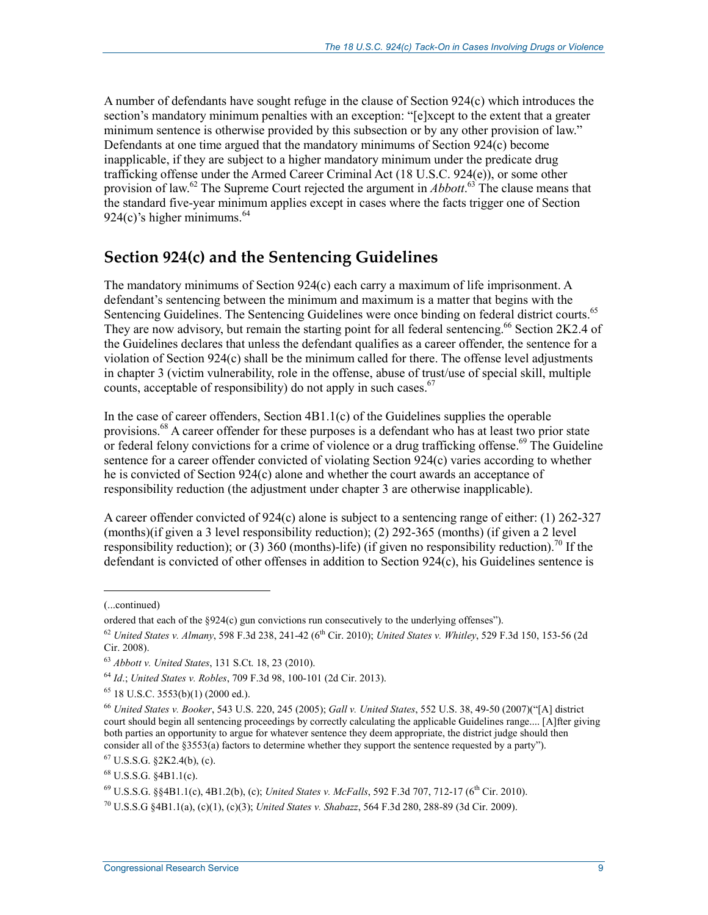A number of defendants have sought refuge in the clause of Section 924(c) which introduces the section's mandatory minimum penalties with an exception: "[e]xcept to the extent that a greater minimum sentence is otherwise provided by this subsection or by any other provision of law." Defendants at one time argued that the mandatory minimums of Section 924(c) become inapplicable, if they are subject to a higher mandatory minimum under the predicate drug trafficking offense under the Armed Career Criminal Act (18 U.S.C. 924(e)), or some other provision of law.[62] The Supreme Court rejected the argument in *Abbott*.[63] The clause means that the standard five-year minimum applies except in cases where the facts trigger one of Section 924(c)'s higher minimums.[64]

## Section 924(c) and the Sentencing Guidelines

The mandatory minimums of Section 924(c) each carry a maximum of life imprisonment. A defendant's sentencing between the minimum and maximum is a matter that begins with the Sentencing Guidelines. The Sentencing Guidelines were once binding on federal district courts.[65] They are now advisory, but remain the starting point for all federal sentencing.[66] Section 2K2.4 of the Guidelines declares that unless the defendant qualifies as a career offender, the sentence for a violation of Section 924(c) shall be the minimum called for there. The offense level adjustments in chapter 3 (victim vulnerability, role in the offense, abuse of trust/use of special skill, multiple counts, acceptable of responsibility) do not apply in such cases.[67]

In the case of career offenders, Section 4B1.1(c) of the Guidelines supplies the operable provisions.[68] A career offender for these purposes is a defendant who has at least two prior state or federal felony convictions for a crime of violence or a drug trafficking offense.[69] The Guideline sentence for a career offender convicted of violating Section 924(c) varies according to whether he is convicted of Section 924(c) alone and whether the court awards an acceptance of responsibility reduction (the adjustment under chapter 3 are otherwise inapplicable).

A career offender convicted of 924(c) alone is subject to a sentencing range of either: (1) 262-327 (months)(if given a 3 level responsibility reduction); (2) 292-365 (months) (if given a 2 level responsibility reduction); or (3) 360 (months)-life) (if given no responsibility reduction).[70] If the defendant is convicted of other offenses in addition to Section 924(c), his Guidelines sentence is

---

(...continued)

ordered that each of the §924(c) gun convictions run consecutively to the underlying offenses").

[62] *United States v. Almany*, 598 F.3d 238, 241-42 (6th Cir. 2010); *United States v. Whitley*, 529 F.3d 150, 153-56 (2d Cir. 2008).

[63] *Abbott v. United States*, 131 S.Ct. 18, 23 (2010).

[64] *Id*.; *United States v. Robles*, 709 F.3d 98, 100-101 (2d Cir. 2013).

[65] 18 U.S.C. 3553(b)(1) (2000 ed.).

[66] *United States v. Booker*, 543 U.S. 220, 245 (2005); *Gall v. United States*, 552 U.S. 38, 49-50 (2007)("[A] district court should begin all sentencing proceedings by correctly calculating the applicable Guidelines range.... [A]fter giving both parties an opportunity to argue for whatever sentence they deem appropriate, the district judge should then consider all of the §3553(a) factors to determine whether they support the sentence requested by a party").

[67] U.S.S.G. §2K2.4(b), (c).

[68] U.S.S.G. §4B1.1(c).

[69] U.S.S.G. §§4B1.1(c), 4B1.2(b), (c); *United States v. McFalls*, 592 F.3d 707, 712-17 (6th Cir. 2010).

[70] U.S.S.G §4B1.1(a), (c)(1), (c)(3); *United States v. Shabazz*, 564 F.3d 280, 288-89 (3d Cir. 2009).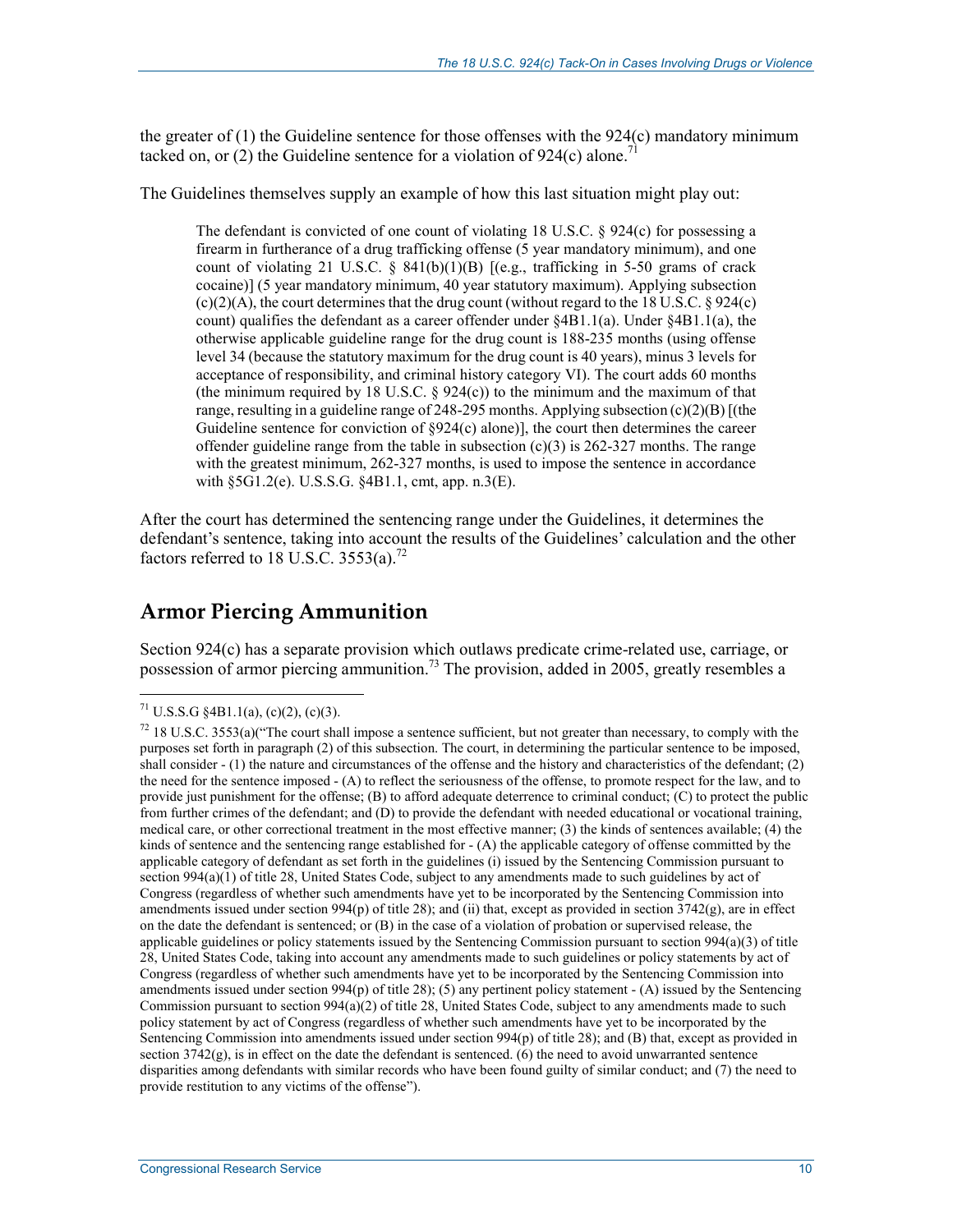the greater of (1) the Guideline sentence for those offenses with the 924(c) mandatory minimum tacked on, or (2) the Guideline sentence for a violation of 924(c) alone.[71]

The Guidelines themselves supply an example of how this last situation might play out:

> The defendant is convicted of one count of violating 18 U.S.C. § 924(c) for possessing a firearm in furtherance of a drug trafficking offense (5 year mandatory minimum), and one count of violating 21 U.S.C. § 841(b)(1)(B) [(e.g., trafficking in 5-50 grams of crack cocaine)] (5 year mandatory minimum, 40 year statutory maximum). Applying subsection (c)(2)(A), the court determines that the drug count (without regard to the 18 U.S.C. § 924(c) count) qualifies the defendant as a career offender under §4B1.1(a). Under §4B1.1(a), the otherwise applicable guideline range for the drug count is 188-235 months (using offense level 34 (because the statutory maximum for the drug count is 40 years), minus 3 levels for acceptance of responsibility, and criminal history category VI). The court adds 60 months (the minimum required by 18 U.S.C. § 924(c)) to the minimum and the maximum of that range, resulting in a guideline range of 248-295 months. Applying subsection (c)(2)(B) [(the Guideline sentence for conviction of §924(c) alone)], the court then determines the career offender guideline range from the table in subsection (c)(3) is 262-327 months. The range with the greatest minimum, 262-327 months, is used to impose the sentence in accordance with §5G1.2(e). U.S.S.G. §4B1.1, cmt, app. n.3(E).

After the court has determined the sentencing range under the Guidelines, it determines the defendant's sentence, taking into account the results of the Guidelines' calculation and the other factors referred to 18 U.S.C. 3553(a).[72]

## Armor Piercing Ammunition

Section 924(c) has a separate provision which outlaws predicate crime-related use, carriage, or possession of armor piercing ammunition.[73] The provision, added in 2005, greatly resembles a

---

[71] U.S.S.G §4B1.1(a), (c)(2), (c)(3).

[72] 18 U.S.C. 3553(a)("The court shall impose a sentence sufficient, but not greater than necessary, to comply with the purposes set forth in paragraph (2) of this subsection. The court, in determining the particular sentence to be imposed, shall consider - (1) the nature and circumstances of the offense and the history and characteristics of the defendant; (2) the need for the sentence imposed - (A) to reflect the seriousness of the offense, to promote respect for the law, and to provide just punishment for the offense; (B) to afford adequate deterrence to criminal conduct; (C) to protect the public from further crimes of the defendant; and (D) to provide the defendant with needed educational or vocational training, medical care, or other correctional treatment in the most effective manner; (3) the kinds of sentences available; (4) the kinds of sentence and the sentencing range established for - (A) the applicable category of offense committed by the applicable category of defendant as set forth in the guidelines (i) issued by the Sentencing Commission pursuant to section 994(a)(1) of title 28, United States Code, subject to any amendments made to such guidelines by act of Congress (regardless of whether such amendments have yet to be incorporated by the Sentencing Commission into amendments issued under section 994(p) of title 28); and (ii) that, except as provided in section 3742(g), are in effect on the date the defendant is sentenced; or (B) in the case of a violation of probation or supervised release, the applicable guidelines or policy statements issued by the Sentencing Commission pursuant to section 994(a)(3) of title 28, United States Code, taking into account any amendments made to such guidelines or policy statements by act of Congress (regardless of whether such amendments have yet to be incorporated by the Sentencing Commission into amendments issued under section 994(p) of title 28); (5) any pertinent policy statement - (A) issued by the Sentencing Commission pursuant to section 994(a)(2) of title 28, United States Code, subject to any amendments made to such policy statement by act of Congress (regardless of whether such amendments have yet to be incorporated by the Sentencing Commission into amendments issued under section 994(p) of title 28); and (B) that, except as provided in section 3742(g), is in effect on the date the defendant is sentenced. (6) the need to avoid unwarranted sentence disparities among defendants with similar records who have been found guilty of similar conduct; and (7) the need to provide restitution to any victims of the offense").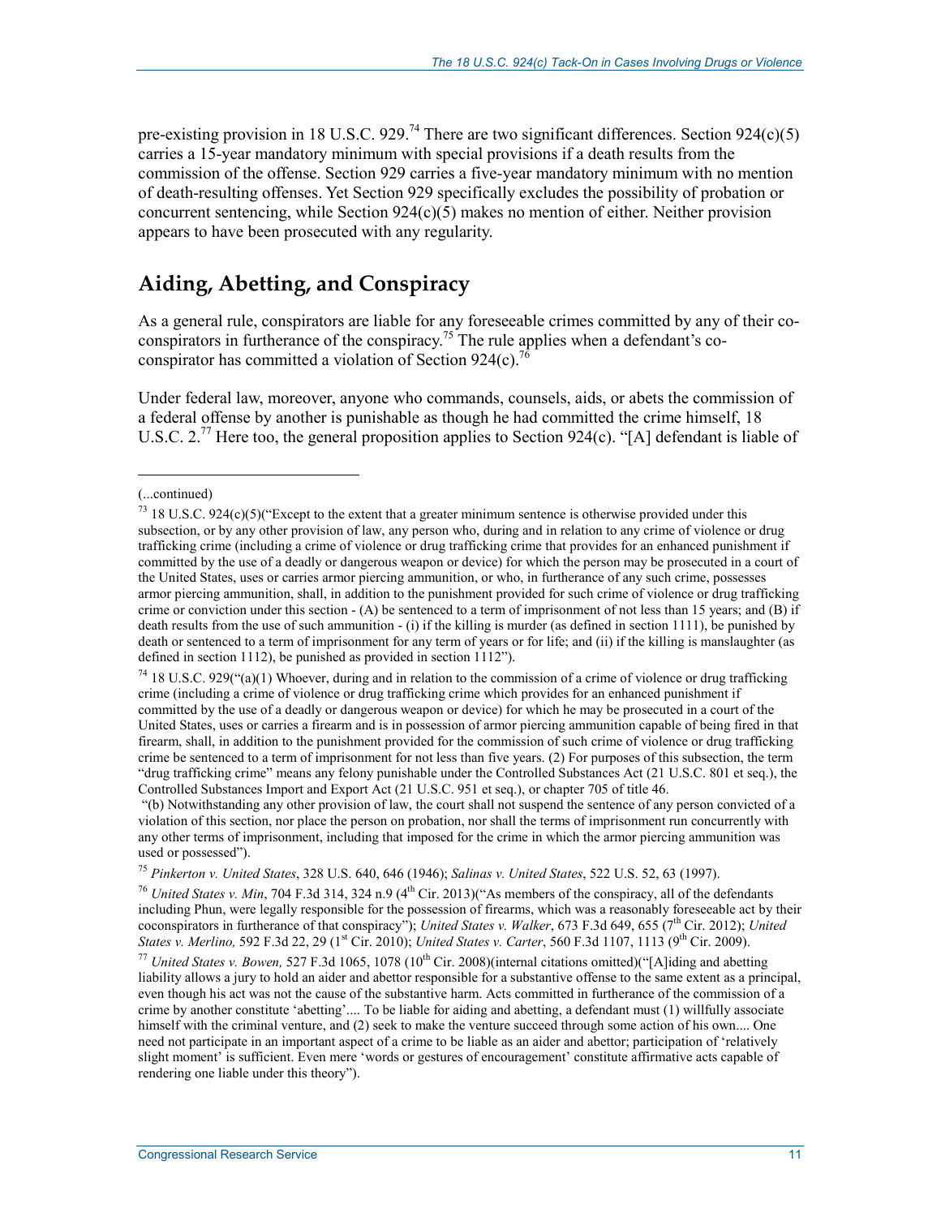pre-existing provision in 18 U.S.C. 929.[74] There are two significant differences. Section 924(c)(5) carries a 15-year mandatory minimum with special provisions if a death results from the commission of the offense. Section 929 carries a five-year mandatory minimum with no mention of death-resulting offenses. Yet Section 929 specifically excludes the possibility of probation or concurrent sentencing, while Section 924(c)(5) makes no mention of either. Neither provision appears to have been prosecuted with any regularity.

## Aiding, Abetting, and Conspiracy

As a general rule, conspirators are liable for any foreseeable crimes committed by any of their co-conspirators in furtherance of the conspiracy.[75] The rule applies when a defendant's co-conspirator has committed a violation of Section 924(c).[76]

Under federal law, moreover, anyone who commands, counsels, aids, or abets the commission of a federal offense by another is punishable as though he had committed the crime himself, 18 U.S.C. 2.[77] Here too, the general proposition applies to Section 924(c). "[A] defendant is liable of

---

(...continued)

[73] 18 U.S.C. 924(c)(5)("Except to the extent that a greater minimum sentence is otherwise provided under this subsection, or by any other provision of law, any person who, during and in relation to any crime of violence or drug trafficking crime (including a crime of violence or drug trafficking crime that provides for an enhanced punishment if committed by the use of a deadly or dangerous weapon or device) for which the person may be prosecuted in a court of the United States, uses or carries armor piercing ammunition, or who, in furtherance of any such crime, possesses armor piercing ammunition, shall, in addition to the punishment provided for such crime of violence or drug trafficking crime or conviction under this section - (A) be sentenced to a term of imprisonment of not less than 15 years; and (B) if death results from the use of such ammunition - (i) if the killing is murder (as defined in section 1111), be punished by death or sentenced to a term of imprisonment for any term of years or for life; and (ii) if the killing is manslaughter (as defined in section 1112), be punished as provided in section 1112").

[74] 18 U.S.C. 929("(a)(1) Whoever, during and in relation to the commission of a crime of violence or drug trafficking crime (including a crime of violence or drug trafficking crime which provides for an enhanced punishment if committed by the use of a deadly or dangerous weapon or device) for which he may be prosecuted in a court of the United States, uses or carries a firearm and is in possession of armor piercing ammunition capable of being fired in that firearm, shall, in addition to the punishment provided for the commission of such crime of violence or drug trafficking crime be sentenced to a term of imprisonment for not less than five years. (2) For purposes of this subsection, the term "drug trafficking crime" means any felony punishable under the Controlled Substances Act (21 U.S.C. 801 et seq.), the Controlled Substances Import and Export Act (21 U.S.C. 951 et seq.), or chapter 705 of title 46.

"(b) Notwithstanding any other provision of law, the court shall not suspend the sentence of any person convicted of a violation of this section, nor place the person on probation, nor shall the terms of imprisonment run concurrently with any other terms of imprisonment, including that imposed for the crime in which the armor piercing ammunition was used or possessed").

[75] *Pinkerton v. United States*, 328 U.S. 640, 646 (1946); *Salinas v. United States*, 522 U.S. 52, 63 (1997).

[76] *United States v. Min*, 704 F.3d 314, 324 n.9 (4th Cir. 2013)("As members of the conspiracy, all of the defendants including Phun, were legally responsible for the possession of firearms, which was a reasonably foreseeable act by their coconspirators in furtherance of that conspiracy"); *United States v. Walker*, 673 F.3d 649, 655 (7th Cir. 2012); *United States v. Merlino,* 592 F.3d 22, 29 (1st Cir. 2010); *United States v. Carter*, 560 F.3d 1107, 1113 (9th Cir. 2009).

[77] *United States v. Bowen,* 527 F.3d 1065, 1078 (10th Cir. 2008)(internal citations omitted)("[A]iding and abetting liability allows a jury to hold an aider and abettor responsible for a substantive offense to the same extent as a principal, even though his act was not the cause of the substantive harm. Acts committed in furtherance of the commission of a crime by another constitute 'abetting'.... To be liable for aiding and abetting, a defendant must (1) willfully associate himself with the criminal venture, and (2) seek to make the venture succeed through some action of his own.... One need not participate in an important aspect of a crime to be liable as an aider and abettor; participation of 'relatively slight moment' is sufficient. Even mere 'words or gestures of encouragement' constitute affirmative acts capable of rendering one liable under this theory").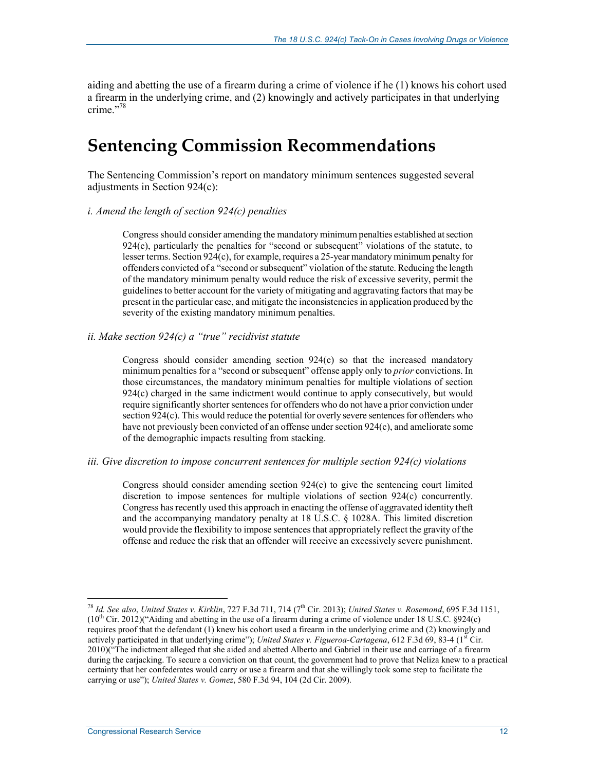aiding and abetting the use of a firearm during a crime of violence if he (1) knows his cohort used a firearm in the underlying crime, and (2) knowingly and actively participates in that underlying crime."[78]

# Sentencing Commission Recommendations

The Sentencing Commission's report on mandatory minimum sentences suggested several adjustments in Section 924(c):

*i. Amend the length of section 924(c) penalties*

> Congress should consider amending the mandatory minimum penalties established at section 924(c), particularly the penalties for "second or subsequent" violations of the statute, to lesser terms. Section 924(c), for example, requires a 25-year mandatory minimum penalty for offenders convicted of a "second or subsequent" violation of the statute. Reducing the length of the mandatory minimum penalty would reduce the risk of excessive severity, permit the guidelines to better account for the variety of mitigating and aggravating factors that may be present in the particular case, and mitigate the inconsistencies in application produced by the severity of the existing mandatory minimum penalties.

*ii. Make section 924(c) a "true" recidivist statute*

> Congress should consider amending section 924(c) so that the increased mandatory minimum penalties for a "second or subsequent" offense apply only to *prior* convictions. In those circumstances, the mandatory minimum penalties for multiple violations of section 924(c) charged in the same indictment would continue to apply consecutively, but would require significantly shorter sentences for offenders who do not have a prior conviction under section 924(c). This would reduce the potential for overly severe sentences for offenders who have not previously been convicted of an offense under section 924(c), and ameliorate some of the demographic impacts resulting from stacking.

*iii. Give discretion to impose concurrent sentences for multiple section 924(c) violations*

> Congress should consider amending section 924(c) to give the sentencing court limited discretion to impose sentences for multiple violations of section 924(c) concurrently. Congress has recently used this approach in enacting the offense of aggravated identity theft and the accompanying mandatory penalty at 18 U.S.C. § 1028A. This limited discretion would provide the flexibility to impose sentences that appropriately reflect the gravity of the offense and reduce the risk that an offender will receive an excessively severe punishment.

---

[78] *Id. See also*, *United States v. Kirklin*, 727 F.3d 711, 714 (7th Cir. 2013); *United States v. Rosemond*, 695 F.3d 1151, (10th Cir. 2012)("Aiding and abetting in the use of a firearm during a crime of violence under 18 U.S.C. §924(c) requires proof that the defendant (1) knew his cohort used a firearm in the underlying crime and (2) knowingly and actively participated in that underlying crime"); *United States v. Figueroa-Cartagena*, 612 F.3d 69, 83-4 (1st Cir. 2010)("The indictment alleged that she aided and abetted Alberto and Gabriel in their use and carriage of a firearm during the carjacking. To secure a conviction on that count, the government had to prove that Neliza knew to a practical certainty that her confederates would carry or use a firearm and that she willingly took some step to facilitate the carrying or use"); *United States v. Gomez*, 580 F.3d 94, 104 (2d Cir. 2009).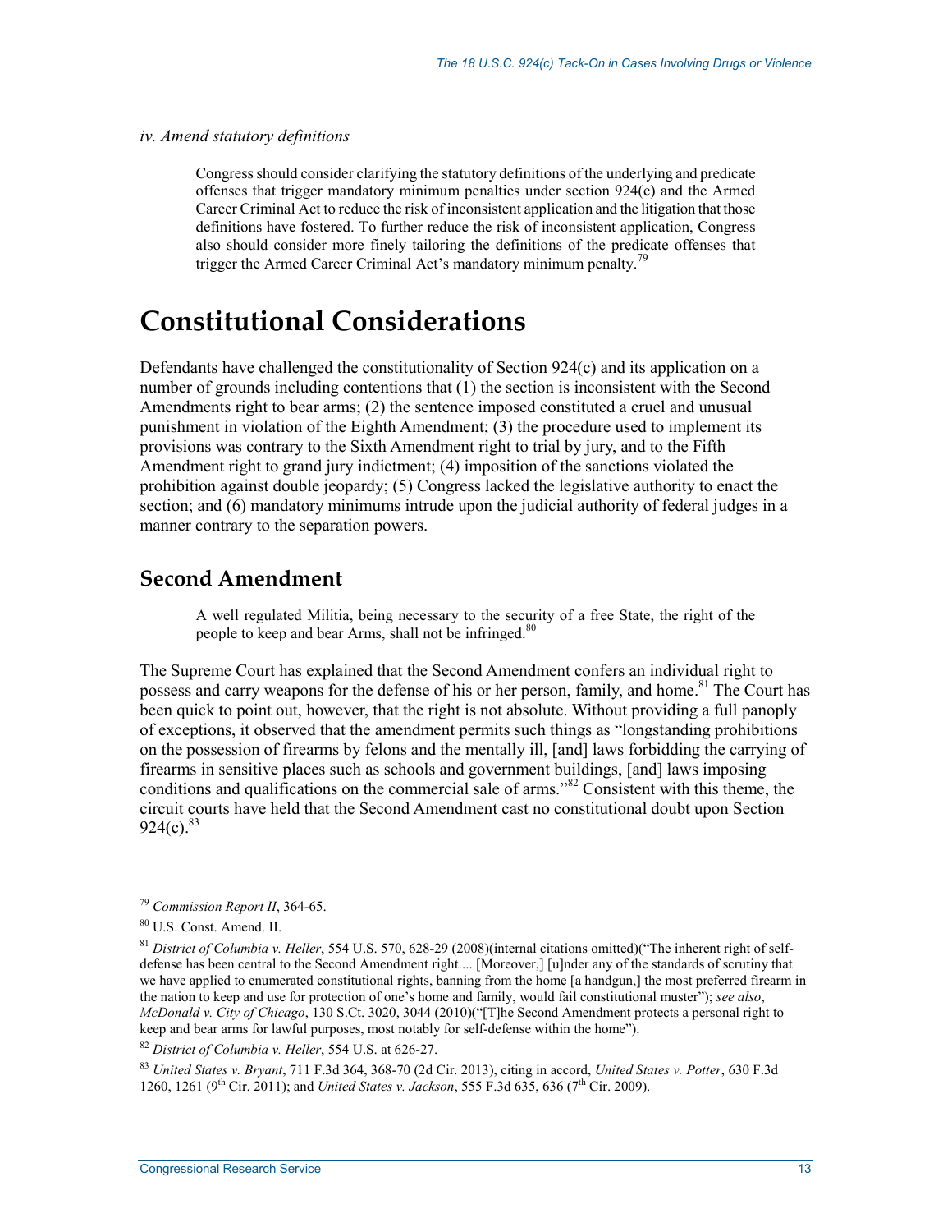*iv. Amend statutory definitions*

> Congress should consider clarifying the statutory definitions of the underlying and predicate offenses that trigger mandatory minimum penalties under section 924(c) and the Armed Career Criminal Act to reduce the risk of inconsistent application and the litigation that those definitions have fostered. To further reduce the risk of inconsistent application, Congress also should consider more finely tailoring the definitions of the predicate offenses that trigger the Armed Career Criminal Act's mandatory minimum penalty.[79]

# Constitutional Considerations

Defendants have challenged the constitutionality of Section 924(c) and its application on a number of grounds including contentions that (1) the section is inconsistent with the Second Amendments right to bear arms; (2) the sentence imposed constituted a cruel and unusual punishment in violation of the Eighth Amendment; (3) the procedure used to implement its provisions was contrary to the Sixth Amendment right to trial by jury, and to the Fifth Amendment right to grand jury indictment; (4) imposition of the sanctions violated the prohibition against double jeopardy; (5) Congress lacked the legislative authority to enact the section; and (6) mandatory minimums intrude upon the judicial authority of federal judges in a manner contrary to the separation powers.

## Second Amendment

> A well regulated Militia, being necessary to the security of a free State, the right of the people to keep and bear Arms, shall not be infringed.[80]

The Supreme Court has explained that the Second Amendment confers an individual right to possess and carry weapons for the defense of his or her person, family, and home.[81] The Court has been quick to point out, however, that the right is not absolute. Without providing a full panoply of exceptions, it observed that the amendment permits such things as "longstanding prohibitions on the possession of firearms by felons and the mentally ill, [and] laws forbidding the carrying of firearms in sensitive places such as schools and government buildings, [and] laws imposing conditions and qualifications on the commercial sale of arms."[82] Consistent with this theme, the circuit courts have held that the Second Amendment cast no constitutional doubt upon Section 924(c).[83]

---

[79] *Commission Report II*, 364-65.

[80] U.S. Const. Amend. II.

[81] *District of Columbia v. Heller*, 554 U.S. 570, 628-29 (2008)(internal citations omitted)("The inherent right of self-defense has been central to the Second Amendment right.... [Moreover,] [u]nder any of the standards of scrutiny that we have applied to enumerated constitutional rights, banning from the home [a handgun,] the most preferred firearm in the nation to keep and use for protection of one's home and family, would fail constitutional muster"); *see also*, *McDonald v. City of Chicago*, 130 S.Ct. 3020, 3044 (2010)("[T]he Second Amendment protects a personal right to keep and bear arms for lawful purposes, most notably for self-defense within the home").

[82] *District of Columbia v. Heller*, 554 U.S. at 626-27.

[83] *United States v. Bryant*, 711 F.3d 364, 368-70 (2d Cir. 2013), citing in accord, *United States v. Potter*, 630 F.3d 1260, 1261 (9th Cir. 2011); and *United States v. Jackson*, 555 F.3d 635, 636 (7th Cir. 2009).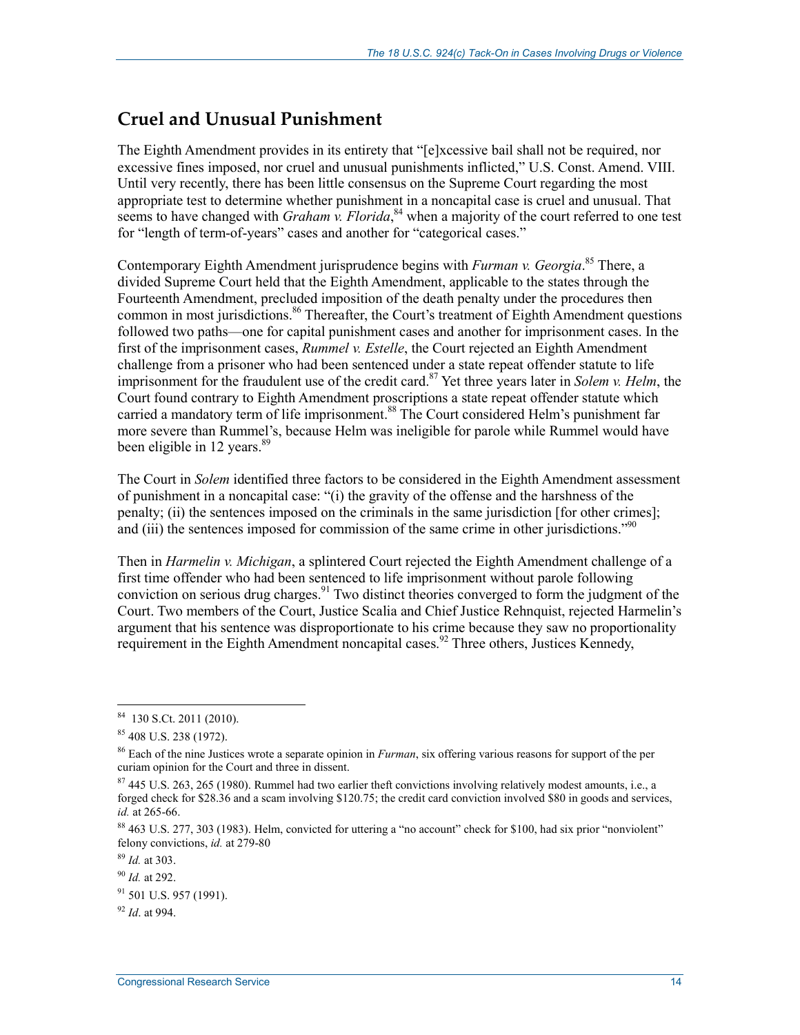## Cruel and Unusual Punishment

The Eighth Amendment provides in its entirety that "[e]xcessive bail shall not be required, nor excessive fines imposed, nor cruel and unusual punishments inflicted," U.S. Const. Amend. VIII. Until very recently, there has been little consensus on the Supreme Court regarding the most appropriate test to determine whether punishment in a noncapital case is cruel and unusual. That seems to have changed with *Graham v. Florida*,[84] when a majority of the court referred to one test for "length of term-of-years" cases and another for "categorical cases."

Contemporary Eighth Amendment jurisprudence begins with *Furman v. Georgia*.[85] There, a divided Supreme Court held that the Eighth Amendment, applicable to the states through the Fourteenth Amendment, precluded imposition of the death penalty under the procedures then common in most jurisdictions.[86] Thereafter, the Court's treatment of Eighth Amendment questions followed two paths—one for capital punishment cases and another for imprisonment cases. In the first of the imprisonment cases, *Rummel v. Estelle*, the Court rejected an Eighth Amendment challenge from a prisoner who had been sentenced under a state repeat offender statute to life imprisonment for the fraudulent use of the credit card.[87] Yet three years later in *Solem v. Helm*, the Court found contrary to Eighth Amendment proscriptions a state repeat offender statute which carried a mandatory term of life imprisonment.[88] The Court considered Helm's punishment far more severe than Rummel's, because Helm was ineligible for parole while Rummel would have been eligible in 12 years.[89]

The Court in *Solem* identified three factors to be considered in the Eighth Amendment assessment of punishment in a noncapital case: "(i) the gravity of the offense and the harshness of the penalty; (ii) the sentences imposed on the criminals in the same jurisdiction [for other crimes]; and (iii) the sentences imposed for commission of the same crime in other jurisdictions."[90]

Then in *Harmelin v. Michigan*, a splintered Court rejected the Eighth Amendment challenge of a first time offender who had been sentenced to life imprisonment without parole following conviction on serious drug charges.[91] Two distinct theories converged to form the judgment of the Court. Two members of the Court, Justice Scalia and Chief Justice Rehnquist, rejected Harmelin's argument that his sentence was disproportionate to his crime because they saw no proportionality requirement in the Eighth Amendment noncapital cases.[92] Three others, Justices Kennedy,

---

[84] 130 S.Ct. 2011 (2010).

[85] 408 U.S. 238 (1972).

[86] Each of the nine Justices wrote a separate opinion in *Furman*, six offering various reasons for support of the per curiam opinion for the Court and three in dissent.

[87] 445 U.S. 263, 265 (1980). Rummel had two earlier theft convictions involving relatively modest amounts, i.e., a forged check for $28.36 and a scam involving $120.75; the credit card conviction involved $80 in goods and services, *id.* at 265-66.

[88] 463 U.S. 277, 303 (1983). Helm, convicted for uttering a "no account" check for $100, had six prior "nonviolent" felony convictions, *id.* at 279-80

[89] *Id.* at 303.

[90] *Id.* at 292.

[91] 501 U.S. 957 (1991).

[92] *Id*. at 994.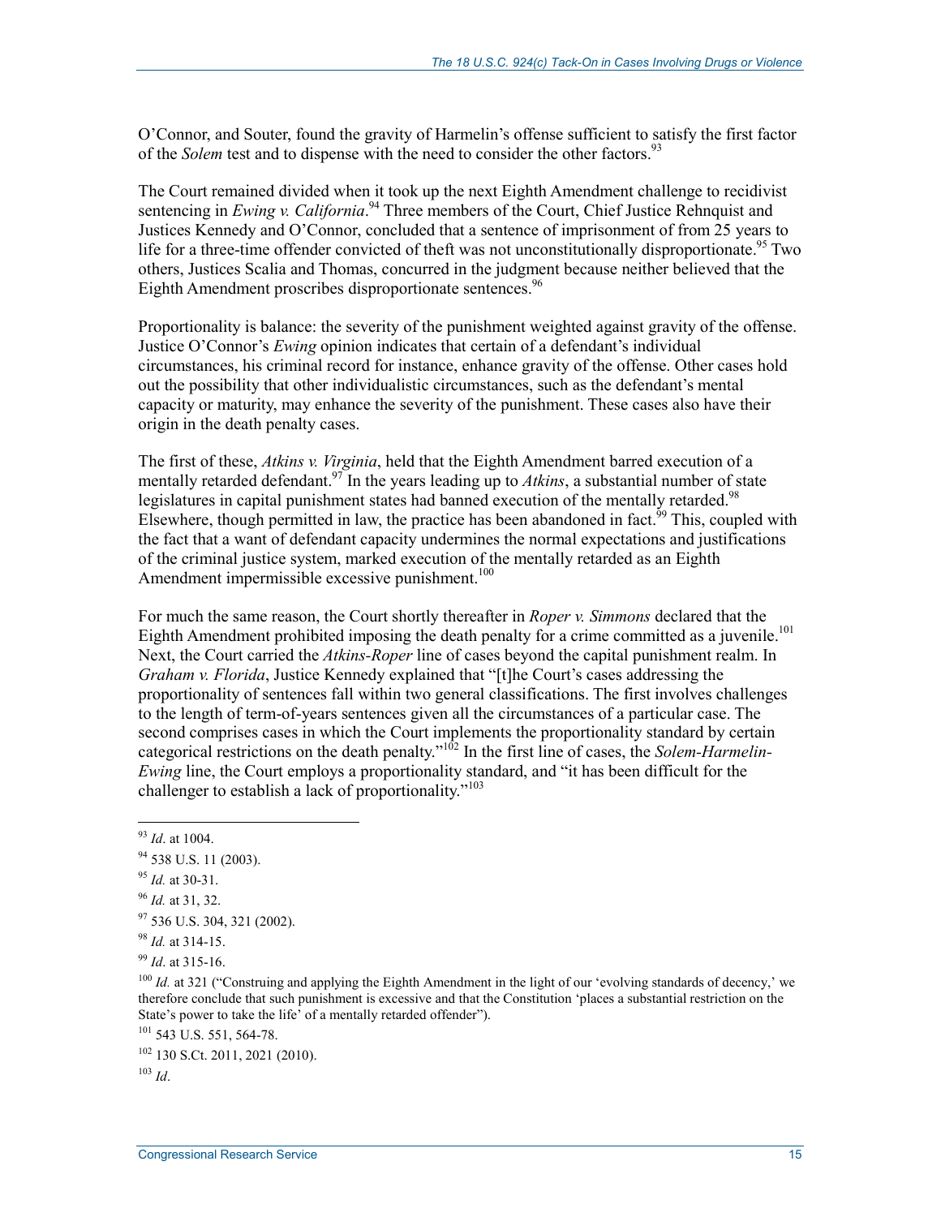O'Connor, and Souter, found the gravity of Harmelin's offense sufficient to satisfy the first factor of the *Solem* test and to dispense with the need to consider the other factors.[93]

The Court remained divided when it took up the next Eighth Amendment challenge to recidivist sentencing in *Ewing v. California*.[94] Three members of the Court, Chief Justice Rehnquist and Justices Kennedy and O'Connor, concluded that a sentence of imprisonment of from 25 years to life for a three-time offender convicted of theft was not unconstitutionally disproportionate.[95] Two others, Justices Scalia and Thomas, concurred in the judgment because neither believed that the Eighth Amendment proscribes disproportionate sentences.[96]

Proportionality is balance: the severity of the punishment weighted against gravity of the offense. Justice O'Connor's *Ewing* opinion indicates that certain of a defendant's individual circumstances, his criminal record for instance, enhance gravity of the offense. Other cases hold out the possibility that other individualistic circumstances, such as the defendant's mental capacity or maturity, may enhance the severity of the punishment. These cases also have their origin in the death penalty cases.

The first of these, *Atkins v. Virginia*, held that the Eighth Amendment barred execution of a mentally retarded defendant.[97] In the years leading up to *Atkins*, a substantial number of state legislatures in capital punishment states had banned execution of the mentally retarded.[98] Elsewhere, though permitted in law, the practice has been abandoned in fact.[99] This, coupled with the fact that a want of defendant capacity undermines the normal expectations and justifications of the criminal justice system, marked execution of the mentally retarded as an Eighth Amendment impermissible excessive punishment.[100]

For much the same reason, the Court shortly thereafter in *Roper v. Simmons* declared that the Eighth Amendment prohibited imposing the death penalty for a crime committed as a juvenile.[101] Next, the Court carried the *Atkins-Roper* line of cases beyond the capital punishment realm. In *Graham v. Florida*, Justice Kennedy explained that "[t]he Court's cases addressing the proportionality of sentences fall within two general classifications. The first involves challenges to the length of term-of-years sentences given all the circumstances of a particular case. The second comprises cases in which the Court implements the proportionality standard by certain categorical restrictions on the death penalty."[102] In the first line of cases, the *Solem-Harmelin-Ewing* line, the Court employs a proportionality standard, and "it has been difficult for the challenger to establish a lack of proportionality."[103]

---

[93] *Id*. at 1004.

[94] 538 U.S. 11 (2003).

[95] *Id.* at 30-31.

[96] *Id.* at 31, 32.

[97] 536 U.S. 304, 321 (2002).

[98] *Id.* at 314-15.

[99] *Id*. at 315-16.

[100] *Id.* at 321 ("Construing and applying the Eighth Amendment in the light of our 'evolving standards of decency,' we therefore conclude that such punishment is excessive and that the Constitution 'places a substantial restriction on the State's power to take the life' of a mentally retarded offender").

[101] 543 U.S. 551, 564-78.

[102] 130 S.Ct. 2011, 2021 (2010).

[103] *Id*.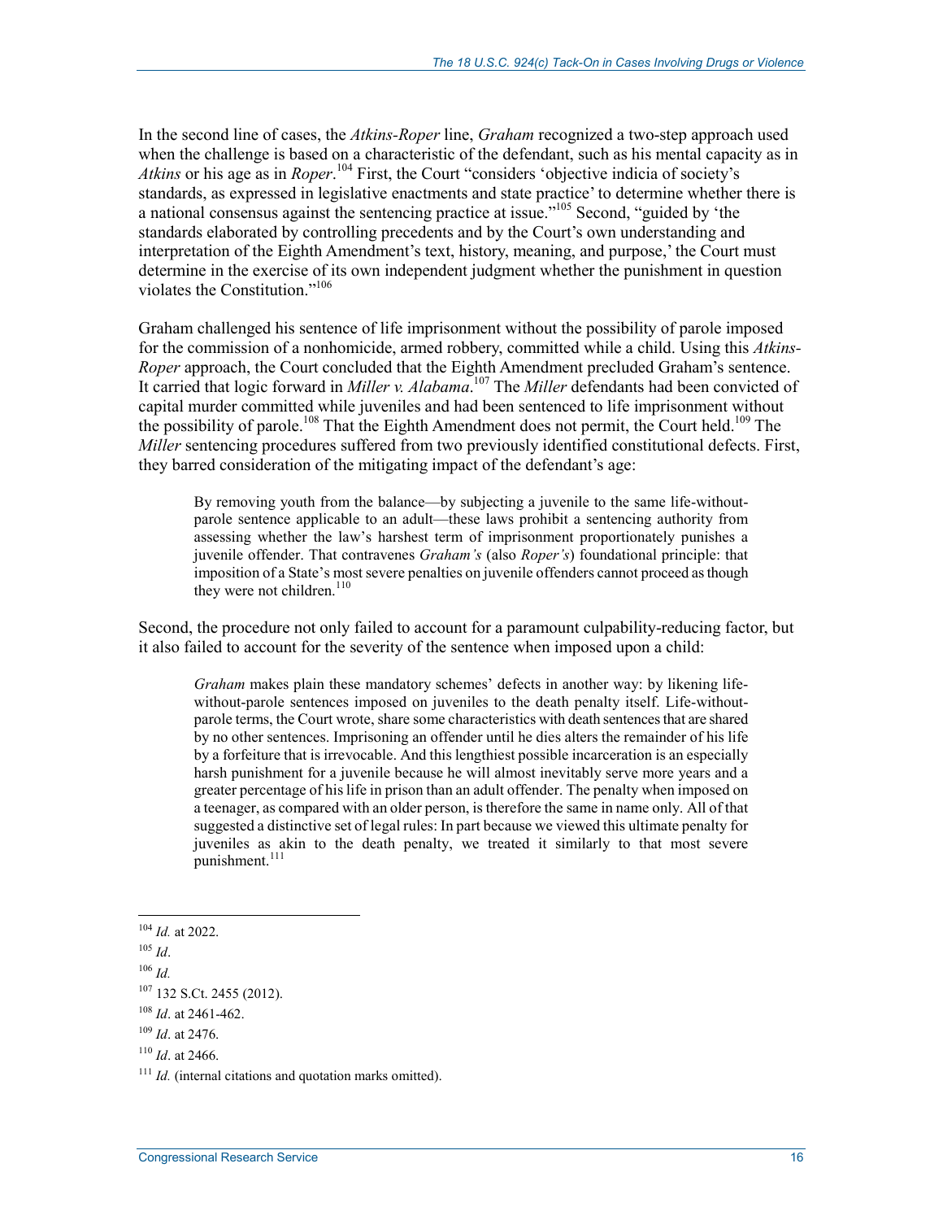In the second line of cases, the *Atkins-Roper* line, *Graham* recognized a two-step approach used when the challenge is based on a characteristic of the defendant, such as his mental capacity as in *Atkins* or his age as in *Roper*.[104] First, the Court "considers 'objective indicia of society's standards, as expressed in legislative enactments and state practice' to determine whether there is a national consensus against the sentencing practice at issue."[105] Second, "guided by 'the standards elaborated by controlling precedents and by the Court's own understanding and interpretation of the Eighth Amendment's text, history, meaning, and purpose,' the Court must determine in the exercise of its own independent judgment whether the punishment in question violates the Constitution."[106]

Graham challenged his sentence of life imprisonment without the possibility of parole imposed for the commission of a nonhomicide, armed robbery, committed while a child. Using this *Atkins-Roper* approach, the Court concluded that the Eighth Amendment precluded Graham's sentence. It carried that logic forward in *Miller v. Alabama*.[107] The *Miller* defendants had been convicted of capital murder committed while juveniles and had been sentenced to life imprisonment without the possibility of parole.[108] That the Eighth Amendment does not permit, the Court held.[109] The *Miller* sentencing procedures suffered from two previously identified constitutional defects. First, they barred consideration of the mitigating impact of the defendant's age:

> By removing youth from the balance—by subjecting a juvenile to the same life-without-parole sentence applicable to an adult—these laws prohibit a sentencing authority from assessing whether the law's harshest term of imprisonment proportionately punishes a juvenile offender. That contravenes *Graham's* (also *Roper's*) foundational principle: that imposition of a State's most severe penalties on juvenile offenders cannot proceed as though they were not children.[110]

Second, the procedure not only failed to account for a paramount culpability-reducing factor, but it also failed to account for the severity of the sentence when imposed upon a child:

> *Graham* makes plain these mandatory schemes' defects in another way: by likening life-without-parole sentences imposed on juveniles to the death penalty itself. Life-without-parole terms, the Court wrote, share some characteristics with death sentences that are shared by no other sentences. Imprisoning an offender until he dies alters the remainder of his life by a forfeiture that is irrevocable. And this lengthiest possible incarceration is an especially harsh punishment for a juvenile because he will almost inevitably serve more years and a greater percentage of his life in prison than an adult offender. The penalty when imposed on a teenager, as compared with an older person, is therefore the same in name only. All of that suggested a distinctive set of legal rules: In part because we viewed this ultimate penalty for juveniles as akin to the death penalty, we treated it similarly to that most severe punishment.[111]

---

[104] *Id.* at 2022.

[105] *Id*.

[106] *Id.*

[107] 132 S.Ct. 2455 (2012).

[108] *Id*. at 2461-462.

[109] *Id*. at 2476.

[110] *Id*. at 2466.

[111] *Id.* (internal citations and quotation marks omitted).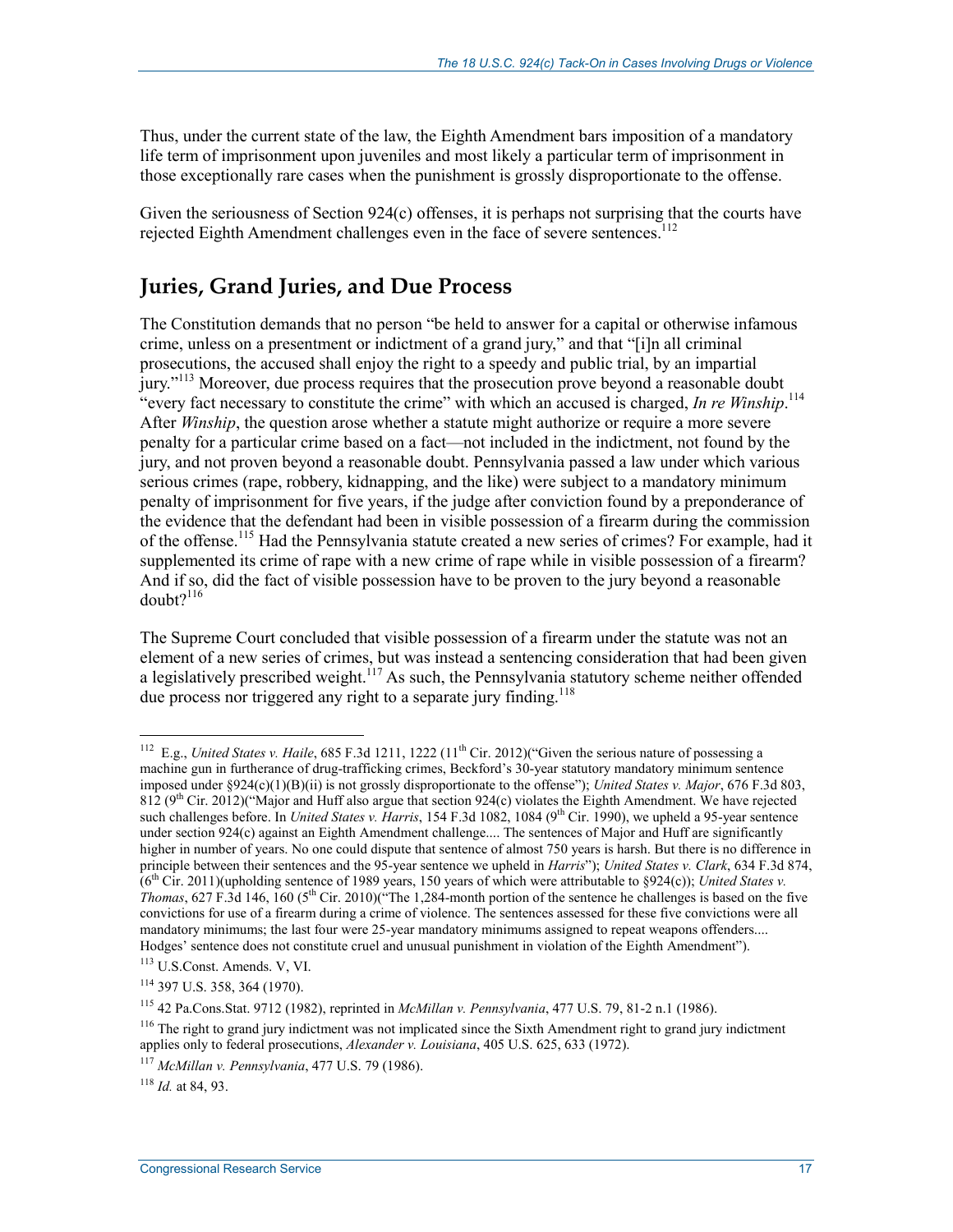Thus, under the current state of the law, the Eighth Amendment bars imposition of a mandatory life term of imprisonment upon juveniles and most likely a particular term of imprisonment in those exceptionally rare cases when the punishment is grossly disproportionate to the offense.

Given the seriousness of Section 924(c) offenses, it is perhaps not surprising that the courts have rejected Eighth Amendment challenges even in the face of severe sentences.[112]

## Juries, Grand Juries, and Due Process

The Constitution demands that no person "be held to answer for a capital or otherwise infamous crime, unless on a presentment or indictment of a grand jury," and that "[i]n all criminal prosecutions, the accused shall enjoy the right to a speedy and public trial, by an impartial jury."[113] Moreover, due process requires that the prosecution prove beyond a reasonable doubt "every fact necessary to constitute the crime" with which an accused is charged, *In re Winship*.[114] After *Winship*, the question arose whether a statute might authorize or require a more severe penalty for a particular crime based on a fact—not included in the indictment, not found by the jury, and not proven beyond a reasonable doubt. Pennsylvania passed a law under which various serious crimes (rape, robbery, kidnapping, and the like) were subject to a mandatory minimum penalty of imprisonment for five years, if the judge after conviction found by a preponderance of the evidence that the defendant had been in visible possession of a firearm during the commission of the offense.[115] Had the Pennsylvania statute created a new series of crimes? For example, had it supplemented its crime of rape with a new crime of rape while in visible possession of a firearm? And if so, did the fact of visible possession have to be proven to the jury beyond a reasonable doubt?[116]

The Supreme Court concluded that visible possession of a firearm under the statute was not an element of a new series of crimes, but was instead a sentencing consideration that had been given a legislatively prescribed weight.[117] As such, the Pennsylvania statutory scheme neither offended due process nor triggered any right to a separate jury finding.[118]

---

[112] E.g., *United States v. Haile*, 685 F.3d 1211, 1222 (11th Cir. 2012)("Given the serious nature of possessing a machine gun in furtherance of drug-trafficking crimes, Beckford's 30-year statutory mandatory minimum sentence imposed under §924(c)(1)(B)(ii) is not grossly disproportionate to the offense"); *United States v. Major*, 676 F.3d 803, 812 (9th Cir. 2012)("Major and Huff also argue that section 924(c) violates the Eighth Amendment. We have rejected such challenges before. In *United States v. Harris*, 154 F.3d 1082, 1084 (9th Cir. 1990), we upheld a 95-year sentence under section 924(c) against an Eighth Amendment challenge.... The sentences of Major and Huff are significantly higher in number of years. No one could dispute that sentence of almost 750 years is harsh. But there is no difference in principle between their sentences and the 95-year sentence we upheld in *Harris*"); *United States v. Clark*, 634 F.3d 874, (6th Cir. 2011)(upholding sentence of 1989 years, 150 years of which were attributable to §924(c)); *United States v. Thomas*, 627 F.3d 146, 160 (5th Cir. 2010)("The 1,284-month portion of the sentence he challenges is based on the five convictions for use of a firearm during a crime of violence. The sentences assessed for these five convictions were all mandatory minimums; the last four were 25-year mandatory minimums assigned to repeat weapons offenders.... Hodges' sentence does not constitute cruel and unusual punishment in violation of the Eighth Amendment").

[113] U.S.Const. Amends. V, VI.

[114] 397 U.S. 358, 364 (1970).

[115] 42 Pa.Cons.Stat. 9712 (1982), reprinted in *McMillan v. Pennsylvania*, 477 U.S. 79, 81-2 n.1 (1986).

[116] The right to grand jury indictment was not implicated since the Sixth Amendment right to grand jury indictment applies only to federal prosecutions, *Alexander v. Louisiana*, 405 U.S. 625, 633 (1972).

[117] *McMillan v. Pennsylvania*, 477 U.S. 79 (1986).

[118] *Id.* at 84, 93.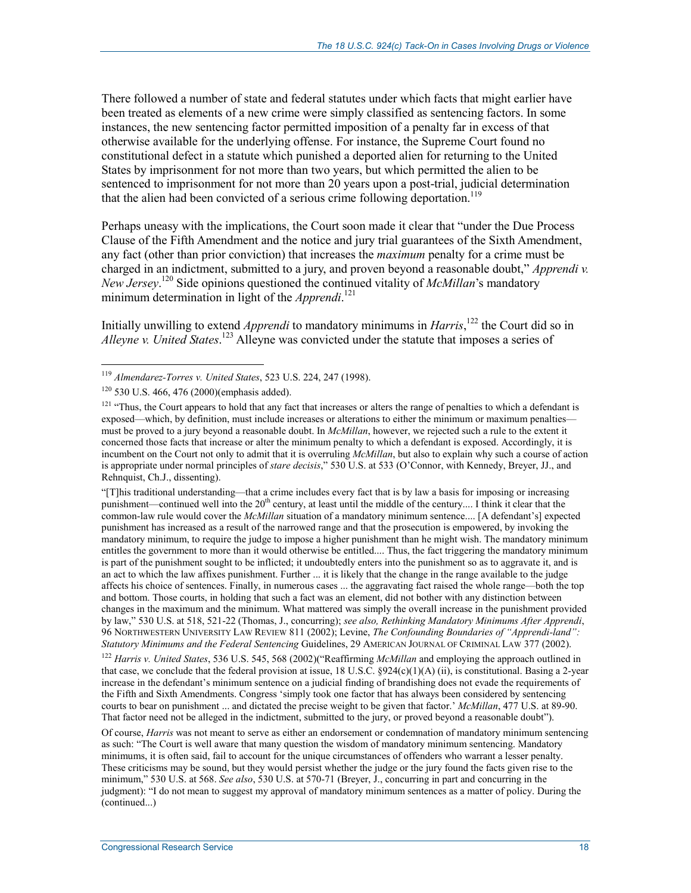There followed a number of state and federal statutes under which facts that might earlier have been treated as elements of a new crime were simply classified as sentencing factors. In some instances, the new sentencing factor permitted imposition of a penalty far in excess of that otherwise available for the underlying offense. For instance, the Supreme Court found no constitutional defect in a statute which punished a deported alien for returning to the United States by imprisonment for not more than two years, but which permitted the alien to be sentenced to imprisonment for not more than 20 years upon a post-trial, judicial determination that the alien had been convicted of a serious crime following deportation.[119]

Perhaps uneasy with the implications, the Court soon made it clear that "under the Due Process Clause of the Fifth Amendment and the notice and jury trial guarantees of the Sixth Amendment, any fact (other than prior conviction) that increases the *maximum* penalty for a crime must be charged in an indictment, submitted to a jury, and proven beyond a reasonable doubt," *Apprendi v. New Jersey*.[120] Side opinions questioned the continued vitality of *McMillan*'s mandatory minimum determination in light of the *Apprendi*.[121]

Initially unwilling to extend *Apprendi* to mandatory minimums in *Harris*,[122] the Court did so in *Alleyne v. United States*.[123] Alleyne was convicted under the statute that imposes a series of

---

[119] *Almendarez-Torres v. United States*, 523 U.S. 224, 247 (1998).

[120] 530 U.S. 466, 476 (2000)(emphasis added).

[121] "Thus, the Court appears to hold that any fact that increases or alters the range of penalties to which a defendant is exposed—which, by definition, must include increases or alterations to either the minimum or maximum penalties—must be proved to a jury beyond a reasonable doubt. In *McMillan*, however, we rejected such a rule to the extent it concerned those facts that increase or alter the minimum penalty to which a defendant is exposed. Accordingly, it is incumbent on the Court not only to admit that it is overruling *McMillan*, but also to explain why such a course of action is appropriate under normal principles of *stare decisis*," 530 U.S. at 533 (O'Connor, with Kennedy, Breyer, JJ., and Rehnquist, Ch.J., dissenting).

"[T]his traditional understanding—that a crime includes every fact that is by law a basis for imposing or increasing punishment—continued well into the 20th century, at least until the middle of the century.... I think it clear that the common-law rule would cover the *McMillan* situation of a mandatory minimum sentence.... [A defendant's] expected punishment has increased as a result of the narrowed range and that the prosecution is empowered, by invoking the mandatory minimum, to require the judge to impose a higher punishment than he might wish. The mandatory minimum entitles the government to more than it would otherwise be entitled.... Thus, the fact triggering the mandatory minimum is part of the punishment sought to be inflicted; it undoubtedly enters into the punishment so as to aggravate it, and is an act to which the law affixes punishment. Further ... it is likely that the change in the range available to the judge affects his choice of sentences. Finally, in numerous cases ... the aggravating fact raised the whole range—both the top and bottom. Those courts, in holding that such a fact was an element, did not bother with any distinction between changes in the maximum and the minimum. What mattered was simply the overall increase in the punishment provided by law," 530 U.S. at 518, 521-22 (Thomas, J., concurring); *see also, Rethinking Mandatory Minimums After Apprendi*, 96 NORTHWESTERN UNIVERSITY LAW REVIEW 811 (2002); Levine, *The Confounding Boundaries of "Apprendi-land": Statutory Minimums and the Federal Sentencing* Guidelines, 29 AMERICAN JOURNAL OF CRIMINAL LAW 377 (2002).

[122] *Harris v. United States*, 536 U.S. 545, 568 (2002)("Reaffirming *McMillan* and employing the approach outlined in that case, we conclude that the federal provision at issue, 18 U.S.C. §924(c)(1)(A) (ii), is constitutional. Basing a 2-year increase in the defendant's minimum sentence on a judicial finding of brandishing does not evade the requirements of the Fifth and Sixth Amendments. Congress 'simply took one factor that has always been considered by sentencing courts to bear on punishment ... and dictated the precise weight to be given that factor.' *McMillan*, 477 U.S. at 89-90. That factor need not be alleged in the indictment, submitted to the jury, or proved beyond a reasonable doubt").

Of course, *Harris* was not meant to serve as either an endorsement or condemnation of mandatory minimum sentencing as such: "The Court is well aware that many question the wisdom of mandatory minimum sentencing. Mandatory minimums, it is often said, fail to account for the unique circumstances of offenders who warrant a lesser penalty. These criticisms may be sound, but they would persist whether the judge or the jury found the facts given rise to the minimum," 530 U.S. at 568. *See also*, 530 U.S. at 570-71 (Breyer, J., concurring in part and concurring in the judgment): "I do not mean to suggest my approval of mandatory minimum sentences as a matter of policy. During the (continued...)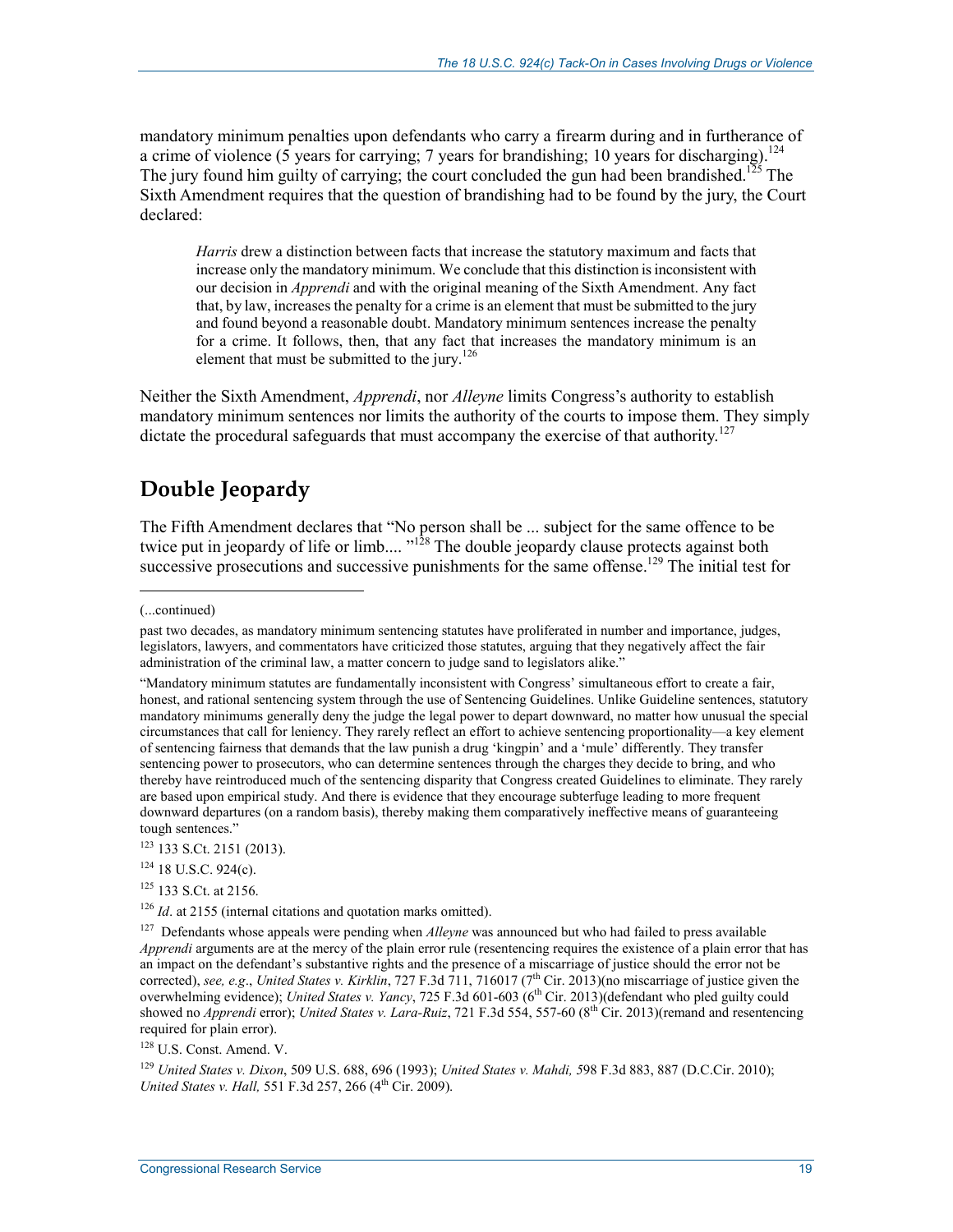mandatory minimum penalties upon defendants who carry a firearm during and in furtherance of a crime of violence (5 years for carrying; 7 years for brandishing; 10 years for discharging).[124] The jury found him guilty of carrying; the court concluded the gun had been brandished.[125] The Sixth Amendment requires that the question of brandishing had to be found by the jury, the Court declared:

> *Harris* drew a distinction between facts that increase the statutory maximum and facts that increase only the mandatory minimum. We conclude that this distinction is inconsistent with our decision in *Apprendi* and with the original meaning of the Sixth Amendment. Any fact that, by law, increases the penalty for a crime is an element that must be submitted to the jury and found beyond a reasonable doubt. Mandatory minimum sentences increase the penalty for a crime. It follows, then, that any fact that increases the mandatory minimum is an element that must be submitted to the jury.[126]

Neither the Sixth Amendment, *Apprendi*, nor *Alleyne* limits Congress's authority to establish mandatory minimum sentences nor limits the authority of the courts to impose them. They simply dictate the procedural safeguards that must accompany the exercise of that authority.[127]

## Double Jeopardy

The Fifth Amendment declares that "No person shall be ... subject for the same offence to be twice put in jeopardy of life or limb.... "[128] The double jeopardy clause protects against both successive prosecutions and successive punishments for the same offense.[129] The initial test for

---

(...continued)

past two decades, as mandatory minimum sentencing statutes have proliferated in number and importance, judges, legislators, lawyers, and commentators have criticized those statutes, arguing that they negatively affect the fair administration of the criminal law, a matter concern to judge sand to legislators alike."

"Mandatory minimum statutes are fundamentally inconsistent with Congress' simultaneous effort to create a fair, honest, and rational sentencing system through the use of Sentencing Guidelines. Unlike Guideline sentences, statutory mandatory minimums generally deny the judge the legal power to depart downward, no matter how unusual the special circumstances that call for leniency. They rarely reflect an effort to achieve sentencing proportionality—a key element of sentencing fairness that demands that the law punish a drug 'kingpin' and a 'mule' differently. They transfer sentencing power to prosecutors, who can determine sentences through the charges they decide to bring, and who thereby have reintroduced much of the sentencing disparity that Congress created Guidelines to eliminate. They rarely are based upon empirical study. And there is evidence that they encourage subterfuge leading to more frequent downward departures (on a random basis), thereby making them comparatively ineffective means of guaranteeing tough sentences."

[123] 133 S.Ct. 2151 (2013).

[124] 18 U.S.C. 924(c).

[125] 133 S.Ct. at 2156.

[126] *Id*. at 2155 (internal citations and quotation marks omitted).

[127] Defendants whose appeals were pending when *Alleyne* was announced but who had failed to press available *Apprendi* arguments are at the mercy of the plain error rule (resentencing requires the existence of a plain error that has an impact on the defendant's substantive rights and the presence of a miscarriage of justice should the error not be corrected), *see, e.g*., *United States v. Kirklin*, 727 F.3d 711, 716017 (7th Cir. 2013)(no miscarriage of justice given the overwhelming evidence); *United States v. Yancy*, 725 F.3d 601-603 (6th Cir. 2013)(defendant who pled guilty could showed no *Apprendi* error); *United States v. Lara-Ruiz*, 721 F.3d 554, 557-60 (8th Cir. 2013)(remand and resentencing required for plain error).

[128] U.S. Const. Amend. V.

[129] *United States v. Dixon*, 509 U.S. 688, 696 (1993); *United States v. Mahdi, 5*98 F.3d 883, 887 (D.C.Cir. 2010); *United States v. Hall,* 551 F.3d 257, 266 (4th Cir. 2009).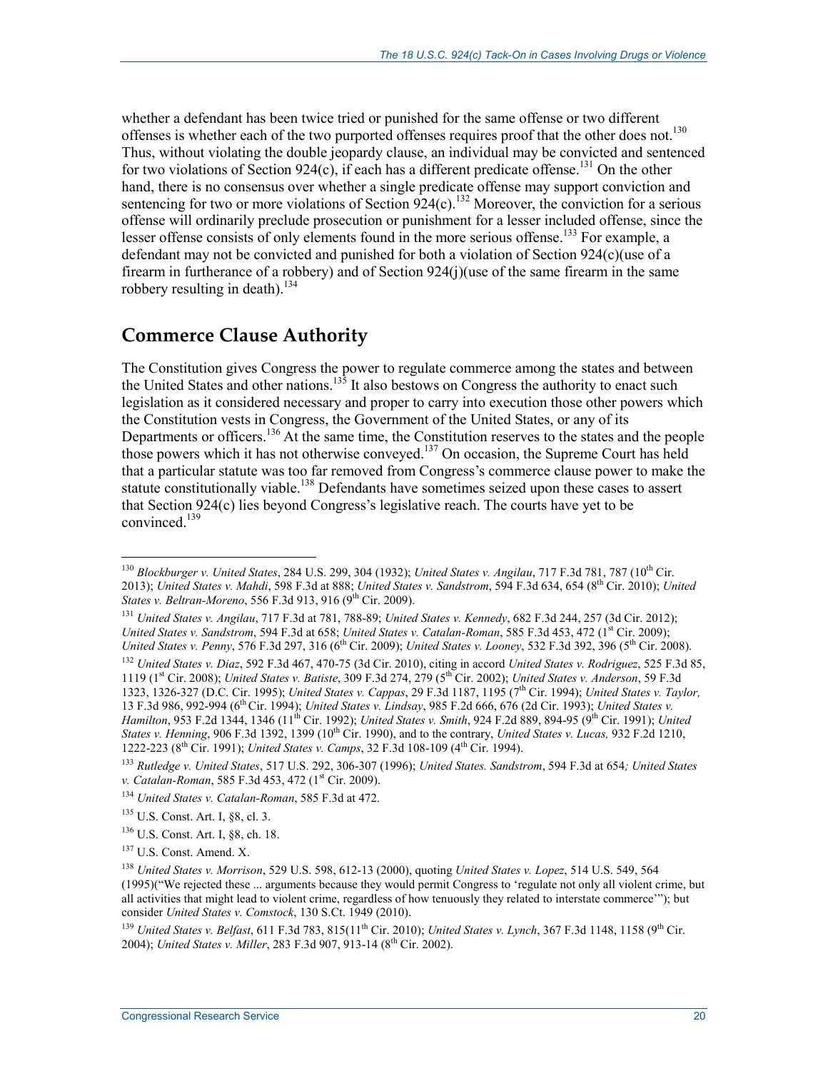whether a defendant has been twice tried or punished for the same offense or two different offenses is whether each of the two purported offenses requires proof that the other does not.[130] Thus, without violating the double jeopardy clause, an individual may be convicted and sentenced for two violations of Section 924(c), if each has a different predicate offense.[131] On the other hand, there is no consensus over whether a single predicate offense may support conviction and sentencing for two or more violations of Section 924(c).[132] Moreover, the conviction for a serious offense will ordinarily preclude prosecution or punishment for a lesser included offense, since the lesser offense consists of only elements found in the more serious offense.[133] For example, a defendant may not be convicted and punished for both a violation of Section 924(c)(use of a firearm in furtherance of a robbery) and of Section 924(j)(use of the same firearm in the same robbery resulting in death).[134]

## Commerce Clause Authority

The Constitution gives Congress the power to regulate commerce among the states and between the United States and other nations.[135] It also bestows on Congress the authority to enact such legislation as it considered necessary and proper to carry into execution those other powers which the Constitution vests in Congress, the Government of the United States, or any of its Departments or officers.[136] At the same time, the Constitution reserves to the states and the people those powers which it has not otherwise conveyed.[137] On occasion, the Supreme Court has held that a particular statute was too far removed from Congress's commerce clause power to make the statute constitutionally viable.[138] Defendants have sometimes seized upon these cases to assert that Section 924(c) lies beyond Congress's legislative reach. The courts have yet to be convinced.[139]

---

[130] *Blockburger v. United States*, 284 U.S. 299, 304 (1932); *United States v. Angilau*, 717 F.3d 781, 787 (10th Cir. 2013); *United States v. Mahdi*, 598 F.3d at 888; *United States v. Sandstrom*, 594 F.3d 634, 654 (8th Cir. 2010); *United States v. Beltran-Moreno*, 556 F.3d 913, 916 (9th Cir. 2009).

[131] *United States v. Angilau*, 717 F.3d at 781, 788-89; *United States v. Kennedy*, 682 F.3d 244, 257 (3d Cir. 2012); *United States v. Sandstrom*, 594 F.3d at 658; *United States v. Catalan-Roman*, 585 F.3d 453, 472 (1st Cir. 2009); *United States v. Penny*, 576 F.3d 297, 316 (6th Cir. 2009); *United States v. Looney*, 532 F.3d 392, 396 (5th Cir. 2008).

[132] *United States v. Diaz*, 592 F.3d 467, 470-75 (3d Cir. 2010), citing in accord *United States v. Rodriguez*, 525 F.3d 85, 1119 (1st Cir. 2008); *United States v. Batiste*, 309 F.3d 274, 279 (5th Cir. 2002); *United States v. Anderson*, 59 F.3d 1323, 1326-327 (D.C. Cir. 1995); *United States v. Cappas*, 29 F.3d 1187, 1195 (7th Cir. 1994); *United States v. Taylor,* 13 F.3d 986, 992-994 (6th Cir. 1994); *United States v. Lindsay*, 985 F.2d 666, 676 (2d Cir. 1993); *United States v. Hamilton*, 953 F.2d 1344, 1346 (11th Cir. 1992); *United States v. Smith*, 924 F.2d 889, 894-95 (9th Cir. 1991); *United States v. Henning*, 906 F.3d 1392, 1399 (10th Cir. 1990), and to the contrary, *United States v. Lucas,* 932 F.2d 1210, 1222-223 (8th Cir. 1991); *United States v. Camps*, 32 F.3d 108-109 (4th Cir. 1994).

[133] *Rutledge v. United States*, 517 U.S. 292, 306-307 (1996); *United States. Sandstrom*, 594 F.3d at 654*; United States v. Catalan-Roman*, 585 F.3d 453, 472 (1st Cir. 2009).

[134] *United States v. Catalan-Roman*, 585 F.3d at 472.

[135] U.S. Const. Art. I, §8, cl. 3.

[136] U.S. Const. Art. I, §8, ch. 18.

[137] U.S. Const. Amend. X.

[138] *United States v. Morrison*, 529 U.S. 598, 612-13 (2000), quoting *United States v. Lopez*, 514 U.S. 549, 564 (1995)("We rejected these ... arguments because they would permit Congress to 'regulate not only all violent crime, but all activities that might lead to violent crime, regardless of how tenuously they related to interstate commerce'"); but consider *United States v. Comstock*, 130 S.Ct. 1949 (2010).

[139] *United States v. Belfast*, 611 F.3d 783, 815(11th Cir. 2010); *United States v. Lynch*, 367 F.3d 1148, 1158 (9th Cir. 2004); *United States v. Miller*, 283 F.3d 907, 913-14 (8th Cir. 2002).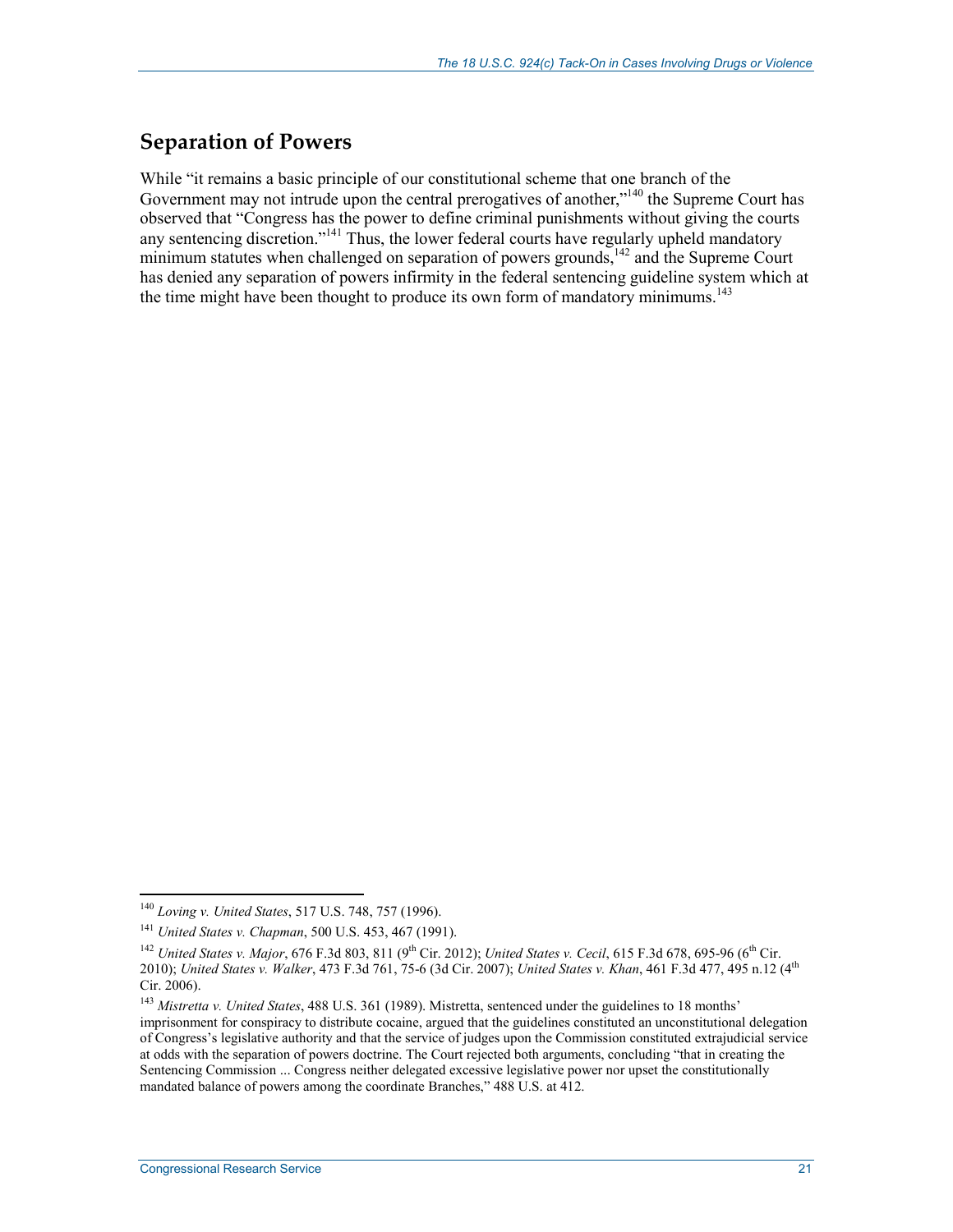## Separation of Powers

While "it remains a basic principle of our constitutional scheme that one branch of the Government may not intrude upon the central prerogatives of another,"[140] the Supreme Court has observed that "Congress has the power to define criminal punishments without giving the courts any sentencing discretion."[141] Thus, the lower federal courts have regularly upheld mandatory minimum statutes when challenged on separation of powers grounds,[142] and the Supreme Court has denied any separation of powers infirmity in the federal sentencing guideline system which at the time might have been thought to produce its own form of mandatory minimums.[143]

---

[140] *Loving v. United States*, 517 U.S. 748, 757 (1996).

[141] *United States v. Chapman*, 500 U.S. 453, 467 (1991).

[142] *United States v. Major*, 676 F.3d 803, 811 (9th Cir. 2012); *United States v. Cecil*, 615 F.3d 678, 695-96 (6th Cir. 2010); *United States v. Walker*, 473 F.3d 761, 75-6 (3d Cir. 2007); *United States v. Khan*, 461 F.3d 477, 495 n.12 (4th Cir. 2006).

[143] *Mistretta v. United States*, 488 U.S. 361 (1989). Mistretta, sentenced under the guidelines to 18 months' imprisonment for conspiracy to distribute cocaine, argued that the guidelines constituted an unconstitutional delegation of Congress's legislative authority and that the service of judges upon the Commission constituted extrajudicial service at odds with the separation of powers doctrine. The Court rejected both arguments, concluding "that in creating the Sentencing Commission ... Congress neither delegated excessive legislative power nor upset the constitutionally mandated balance of powers among the coordinate Branches," 488 U.S. at 412.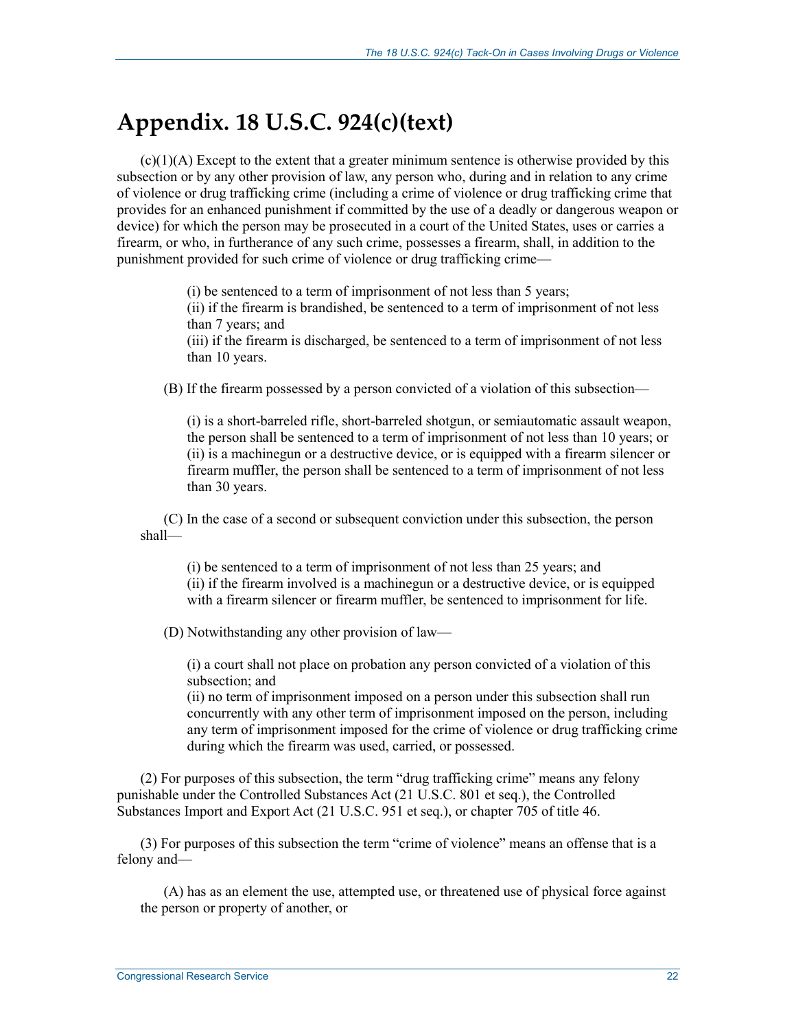# Appendix. 18 U.S.C. 924(c)(text)

(c)(1)(A) Except to the extent that a greater minimum sentence is otherwise provided by this subsection or by any other provision of law, any person who, during and in relation to any crime of violence or drug trafficking crime (including a crime of violence or drug trafficking crime that provides for an enhanced punishment if committed by the use of a deadly or dangerous weapon or device) for which the person may be prosecuted in a court of the United States, uses or carries a firearm, or who, in furtherance of any such crime, possesses a firearm, shall, in addition to the punishment provided for such crime of violence or drug trafficking crime—

> (i) be sentenced to a term of imprisonment of not less than 5 years;
> (ii) if the firearm is brandished, be sentenced to a term of imprisonment of not less than 7 years; and
> (iii) if the firearm is discharged, be sentenced to a term of imprisonment of not less than 10 years.

(B) If the firearm possessed by a person convicted of a violation of this subsection—

> (i) is a short-barreled rifle, short-barreled shotgun, or semiautomatic assault weapon, the person shall be sentenced to a term of imprisonment of not less than 10 years; or
> (ii) is a machinegun or a destructive device, or is equipped with a firearm silencer or firearm muffler, the person shall be sentenced to a term of imprisonment of not less than 30 years.

(C) In the case of a second or subsequent conviction under this subsection, the person shall—

> (i) be sentenced to a term of imprisonment of not less than 25 years; and
> (ii) if the firearm involved is a machinegun or a destructive device, or is equipped with a firearm silencer or firearm muffler, be sentenced to imprisonment for life.

(D) Notwithstanding any other provision of law—

> (i) a court shall not place on probation any person convicted of a violation of this subsection; and
> (ii) no term of imprisonment imposed on a person under this subsection shall run concurrently with any other term of imprisonment imposed on the person, including any term of imprisonment imposed for the crime of violence or drug trafficking crime during which the firearm was used, carried, or possessed.

(2) For purposes of this subsection, the term "drug trafficking crime" means any felony punishable under the Controlled Substances Act (21 U.S.C. 801 et seq.), the Controlled Substances Import and Export Act (21 U.S.C. 951 et seq.), or chapter 705 of title 46.

(3) For purposes of this subsection the term "crime of violence" means an offense that is a felony and—

(A) has as an element the use, attempted use, or threatened use of physical force against the person or property of another, or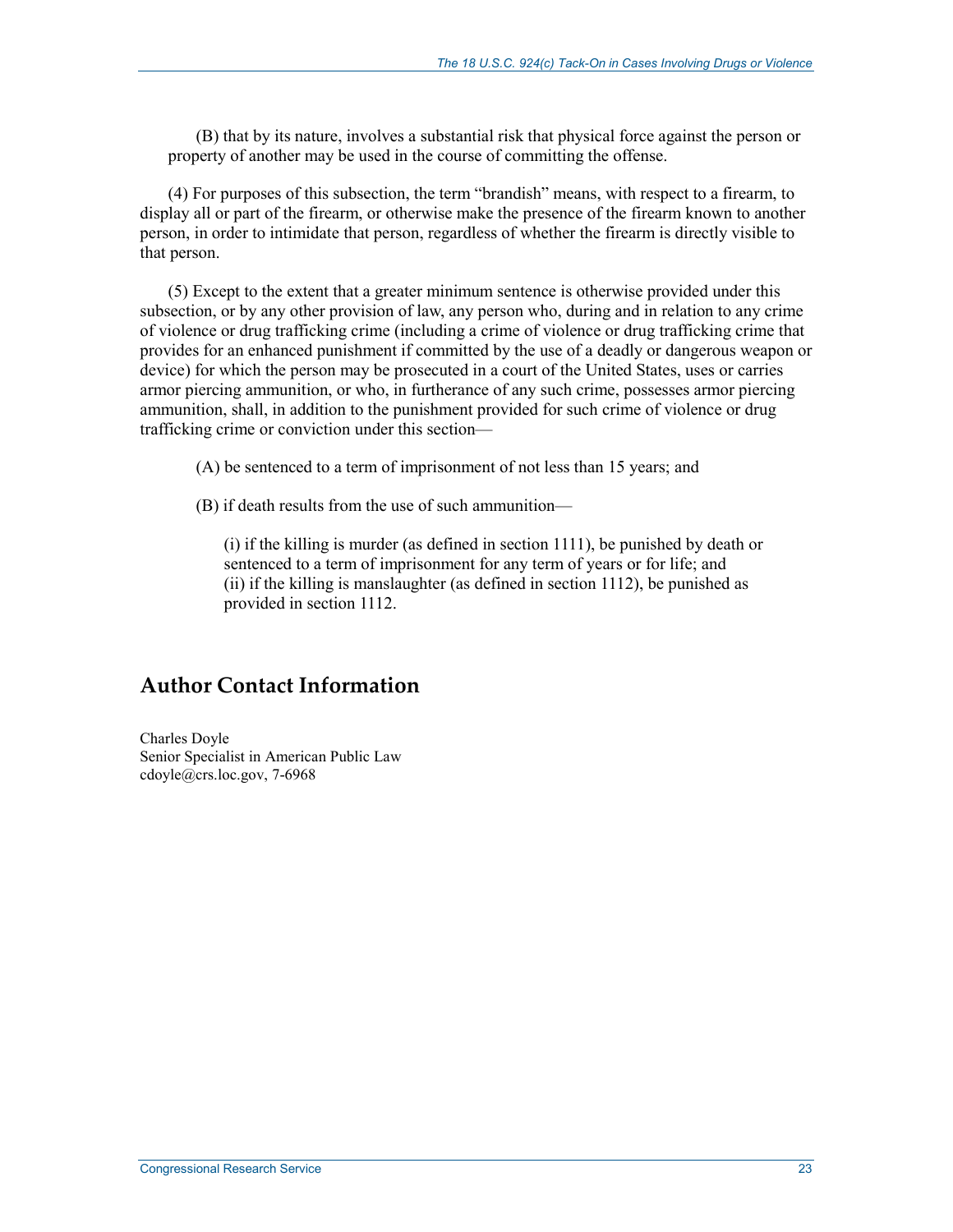(B) that by its nature, involves a substantial risk that physical force against the person or property of another may be used in the course of committing the offense.

(4) For purposes of this subsection, the term "brandish" means, with respect to a firearm, to display all or part of the firearm, or otherwise make the presence of the firearm known to another person, in order to intimidate that person, regardless of whether the firearm is directly visible to that person.

(5) Except to the extent that a greater minimum sentence is otherwise provided under this subsection, or by any other provision of law, any person who, during and in relation to any crime of violence or drug trafficking crime (including a crime of violence or drug trafficking crime that provides for an enhanced punishment if committed by the use of a deadly or dangerous weapon or device) for which the person may be prosecuted in a court of the United States, uses or carries armor piercing ammunition, or who, in furtherance of any such crime, possesses armor piercing ammunition, shall, in addition to the punishment provided for such crime of violence or drug trafficking crime or conviction under this section—

(A) be sentenced to a term of imprisonment of not less than 15 years; and

(B) if death results from the use of such ammunition—

(i) if the killing is murder (as defined in section 1111), be punished by death or sentenced to a term of imprisonment for any term of years or for life; and
(ii) if the killing is manslaughter (as defined in section 1112), be punished as provided in section 1112.

## Author Contact Information

Charles Doyle
Senior Specialist in American Public Law
cdoyle@crs.loc.gov, 7-6968